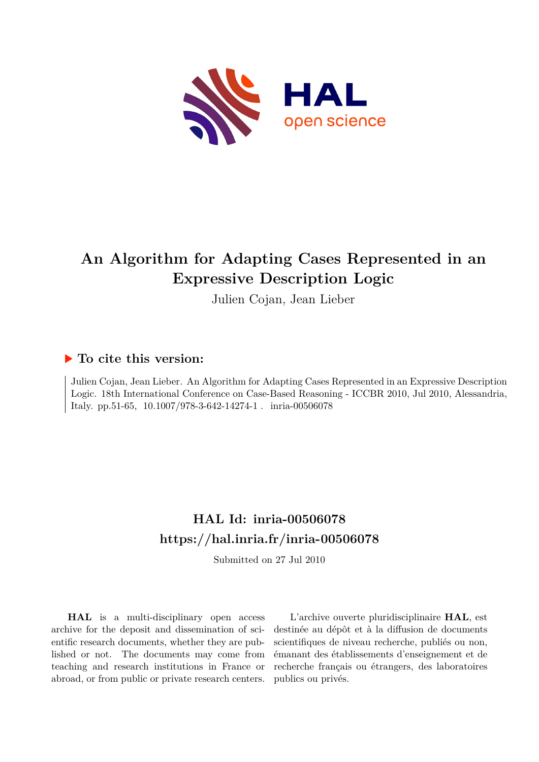# An Algorithm for Adapting Cases Represented in an Expressive Description Logic

Julien Cojan, Jean Lieber

## ▶ To cite this version:

Julien Cojan, Jean Lieber. An Algorithm for Adapting Cases Represented in an Expressive Description Logic. 18th International Conference on Case-Based Reasoning - ICCBR 2010, Jul 2010, Alessandria, Italy. pp.51-65, 10.1007/978-3-642-14274-1 . inria-00506078

## HAL Id: inria-00506078

## https://hal.inria.fr/inria-00506078

Submitted on 27 Jul 2010

**HAL** is a multi-disciplinary open access archive for the deposit and dissemination of scientific research documents, whether they are published or not. The documents may come from teaching and research institutions in France or abroad, or from public or private research centers.

L'archive ouverte pluridisciplinaire **HAL**, est destinée au dépôt et à la diffusion de documents scientifiques de niveau recherche, publiés ou non, émanant des établissements d'enseignement et de recherche français ou étrangers, des laboratoires publics ou privés.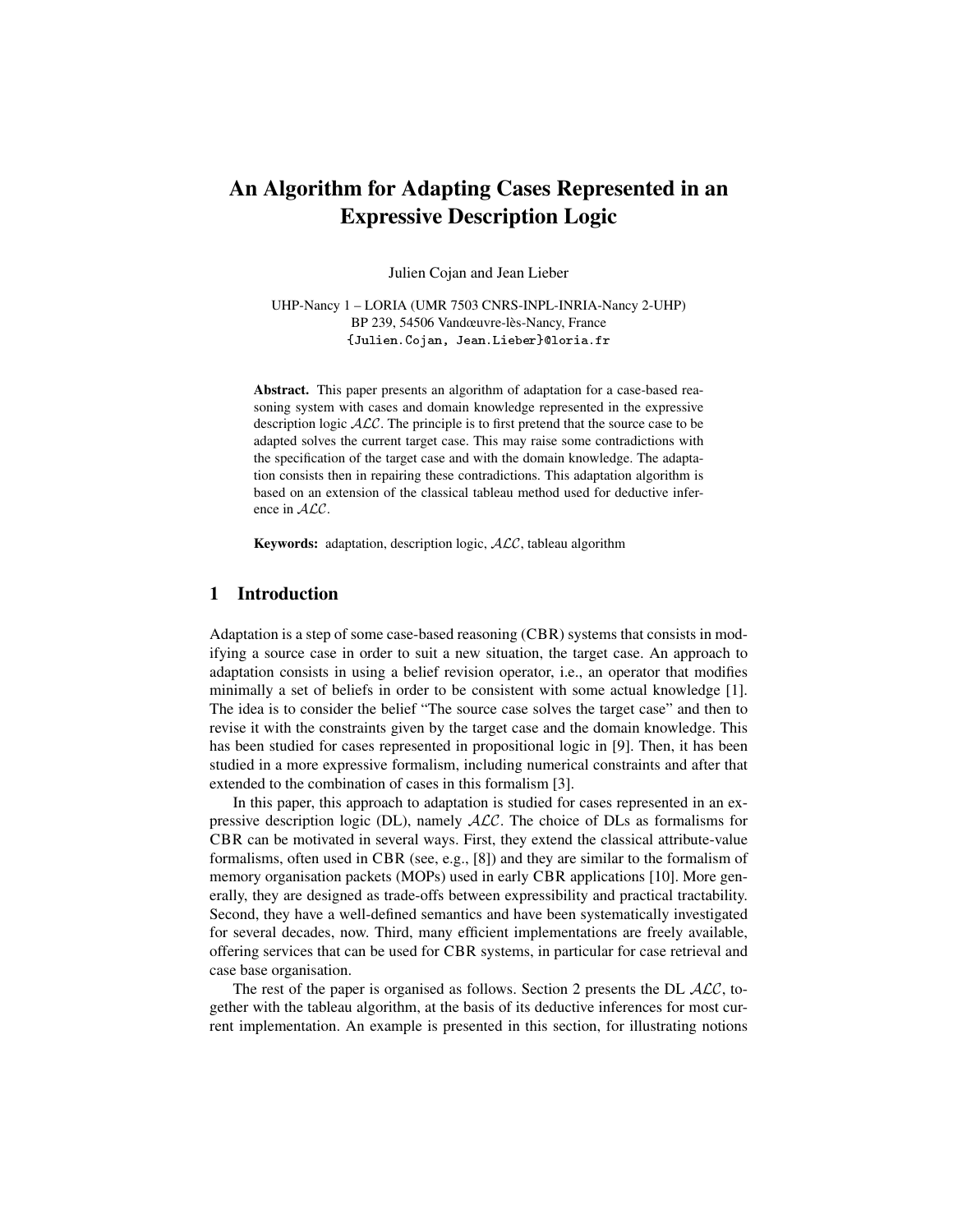# An Algorithm for Adapting Cases Represented in an Expressive Description Logic

Julien Cojan and Jean Lieber

UHP-Nancy 1 – LORIA (UMR 7503 CNRS-INPL-INRIA-Nancy 2-UHP)
BP 239, 54506 Vandœuvre-lès-Nancy, France
{Julien.Cojan, Jean.Lieber}@loria.fr

**Abstract.** This paper presents an algorithm of adaptation for a case-based reasoning system with cases and domain knowledge represented in the expressive description logic $\mathcal{ALC}$. The principle is to first pretend that the source case to be adapted solves the current target case. This may raise some contradictions with the specification of the target case and with the domain knowledge. The adaptation consists then in repairing these contradictions. This adaptation algorithm is based on an extension of the classical tableau method used for deductive inference in $\mathcal{ALC}$.

**Keywords:** adaptation, description logic, $\mathcal{ALC}$, tableau algorithm

## 1 Introduction

Adaptation is a step of some case-based reasoning (CBR) systems that consists in modifying a source case in order to suit a new situation, the target case. An approach to adaptation consists in using a belief revision operator, i.e., an operator that modifies minimally a set of beliefs in order to be consistent with some actual knowledge [1]. The idea is to consider the belief "The source case solves the target case" and then to revise it with the constraints given by the target case and the domain knowledge. This has been studied for cases represented in propositional logic in [9]. Then, it has been studied in a more expressive formalism, including numerical constraints and after that extended to the combination of cases in this formalism [3].

In this paper, this approach to adaptation is studied for cases represented in an expressive description logic (DL), namely $\mathcal{ALC}$. The choice of DLs as formalisms for CBR can be motivated in several ways. First, they extend the classical attribute-value formalisms, often used in CBR (see, e.g., [8]) and they are similar to the formalism of memory organisation packets (MOPs) used in early CBR applications [10]. More generally, they are designed as trade-offs between expressibility and practical tractability. Second, they have a well-defined semantics and have been systematically investigated for several decades, now. Third, many efficient implementations are freely available, offering services that can be used for CBR systems, in particular for case retrieval and case base organisation.

The rest of the paper is organised as follows. Section 2 presents the DL $\mathcal{ALC}$, together with the tableau algorithm, at the basis of its deductive inferences for most current implementation. An example is presented in this section, for illustrating notions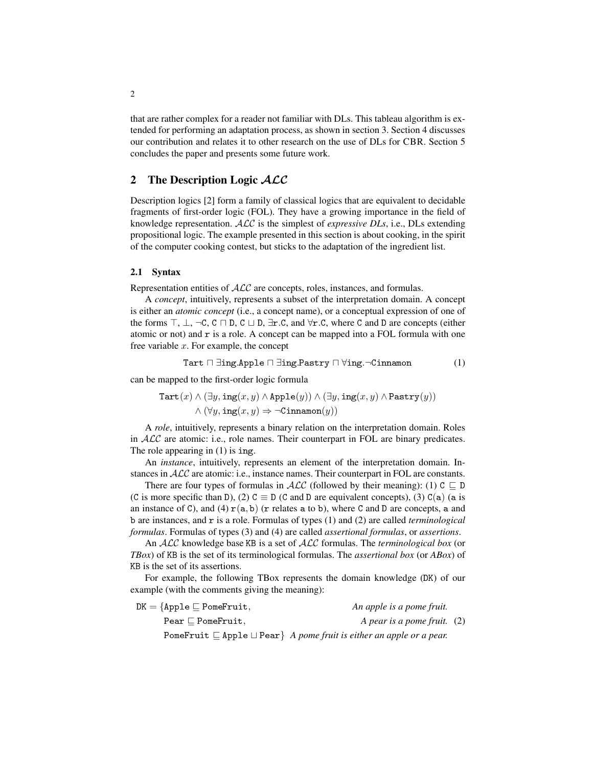that are rather complex for a reader not familiar with DLs. This tableau algorithm is extended for performing an adaptation process, as shown in section 3. Section 4 discusses our contribution and relates it to other research on the use of DLs for CBR. Section 5 concludes the paper and presents some future work.

## 2 The Description Logic $\mathcal{ALC}$

Description logics [2] form a family of classical logics that are equivalent to decidable fragments of first-order logic (FOL). They have a growing importance in the field of knowledge representation. $\mathcal{ALC}$ is the simplest of *expressive DLs*, i.e., DLs extending propositional logic. The example presented in this section is about cooking, in the spirit of the computer cooking contest, but sticks to the adaptation of the ingredient list.

### 2.1 Syntax

Representation entities of $\mathcal{ALC}$ are concepts, roles, instances, and formulas.

A *concept*, intuitively, represents a subset of the interpretation domain. A concept is either an *atomic concept* (i.e., a concept name), or a conceptual expression of one of the forms $\top$, $\bot$, $\neg\mathtt{C}$, $\mathtt{C} \sqcap \mathtt{D}$, $\mathtt{C} \sqcup \mathtt{D}$, $\exists\mathtt{r}.\mathtt{C}$, and $\forall\mathtt{r}.\mathtt{C}$, where C and D are concepts (either atomic or not) and r is a role. A concept can be mapped into a FOL formula with one free variable $x$. For example, the concept

$$\mathtt{Tart} \sqcap \exists\mathtt{ing}.\mathtt{Apple} \sqcap \exists\mathtt{ing}.\mathtt{Pastry} \sqcap \forall\mathtt{ing}.\neg\mathtt{Cinnamon} \tag{1}$$

can be mapped to the first-order logic formula

$$\mathtt{Tart}(x) \wedge (\exists y, \mathtt{ing}(x,y) \wedge \mathtt{Apple}(y)) \wedge (\exists y, \mathtt{ing}(x,y) \wedge \mathtt{Pastry}(y))$$
$$\wedge\ (\forall y, \mathtt{ing}(x,y) \Rightarrow \neg\mathtt{Cinnamon}(y))$$

A *role*, intuitively, represents a binary relation on the interpretation domain. Roles in $\mathcal{ALC}$ are atomic: i.e., role names. Their counterpart in FOL are binary predicates. The role appearing in (1) is ing.

An *instance*, intuitively, represents an element of the interpretation domain. Instances in $\mathcal{ALC}$ are atomic: i.e., instance names. Their counterpart in FOL are constants.

There are four types of formulas in $\mathcal{ALC}$ (followed by their meaning): (1) $\mathtt{C} \sqsubseteq \mathtt{D}$ (C is more specific than D), (2) $\mathtt{C} \equiv \mathtt{D}$ (C and D are equivalent concepts), (3) $\mathtt{C}(\mathtt{a})$ (a is an instance of C), and (4) $\mathtt{r}(\mathtt{a}, \mathtt{b})$ (r relates a to b), where C and D are concepts, a and b are instances, and r is a role. Formulas of types (1) and (2) are called *terminological formulas*. Formulas of types (3) and (4) are called *assertional formulas*, or *assertions*.

An $\mathcal{ALC}$ knowledge base KB is a set of $\mathcal{ALC}$ formulas. The *terminological box* (or *TBox*) of KB is the set of its terminological formulas. The *assertional box* (or *ABox*) of KB is the set of its assertions.

For example, the following TBox represents the domain knowledge (DK) of our example (with the comments giving the meaning):

$$
\begin{aligned}
\mathtt{DK} = \{&\mathtt{Apple} \sqsubseteq \mathtt{PomeFruit}, && \textit{An apple is a pome fruit.}\\
&\mathtt{Pear} \sqsubseteq \mathtt{PomeFruit}, && \textit{A pear is a pome fruit.}\\
&\mathtt{PomeFruit} \sqsubseteq \mathtt{Apple} \sqcup \mathtt{Pear}\} && \textit{A pome fruit is either an apple or a pear.}
\end{aligned} \tag{2}
$$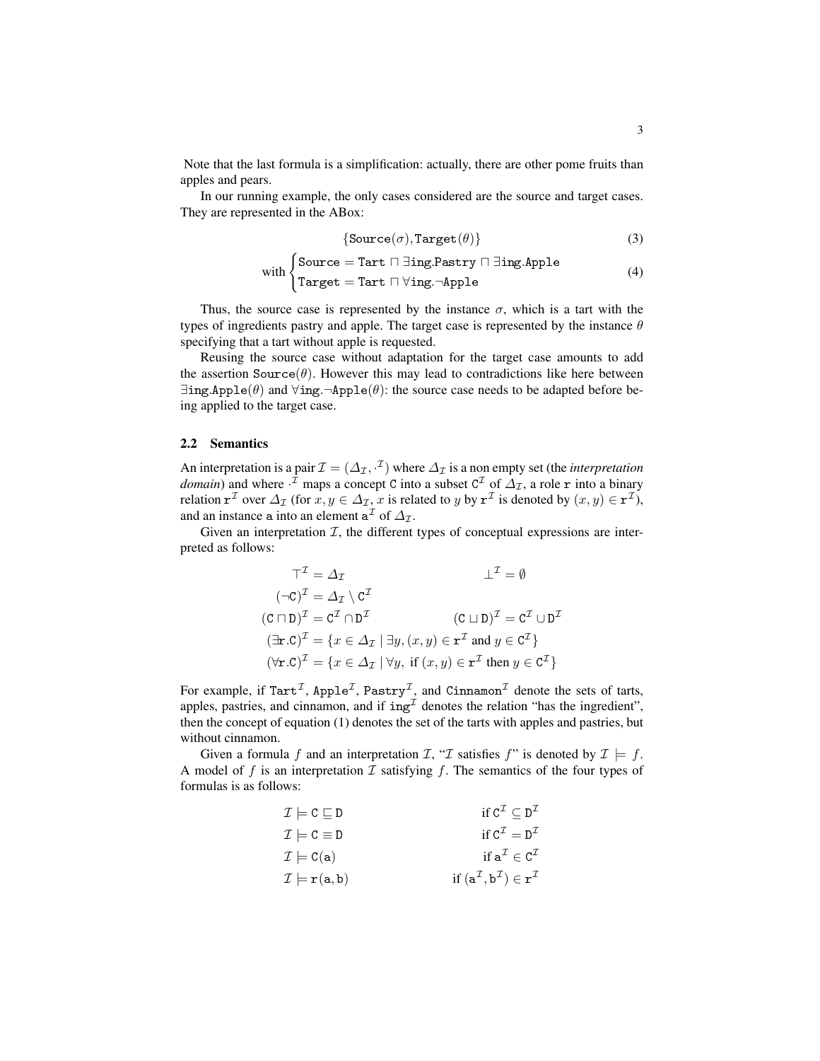Note that the last formula is a simplification: actually, there are other pome fruits than apples and pears.

In our running example, the only cases considered are the source and target cases. They are represented in the ABox:

$$\{\mathtt{Source}(\sigma), \mathtt{Target}(\theta)\} \tag{3}$$

$$\text{with} \begin{cases} \mathtt{Source} = \mathtt{Tart} \sqcap \exists \mathtt{ing}.\mathtt{Pastry} \sqcap \exists \mathtt{ing}.\mathtt{Apple} \\ \mathtt{Target} = \mathtt{Tart} \sqcap \forall \mathtt{ing}.\neg \mathtt{Apple} \end{cases} \tag{4}$$

Thus, the source case is represented by the instance $\sigma$, which is a tart with the types of ingredients pastry and apple. The target case is represented by the instance $\theta$ specifying that a tart without apple is requested.

Reusing the source case without adaptation for the target case amounts to add the assertion $\mathtt{Source}(\theta)$. However this may lead to contradictions like here between $\exists \mathtt{ing}.\mathtt{Apple}(\theta)$ and $\forall \mathtt{ing}.\neg\mathtt{Apple}(\theta)$: the source case needs to be adapted before being applied to the target case.

### 2.2 Semantics

An interpretation is a pair $\mathcal{I} = (\Delta_\mathcal{I}, \cdot^\mathcal{I})$ where $\Delta_\mathcal{I}$ is a non empty set (the *interpretation domain*) and where $\cdot^\mathcal{I}$ maps a concept $\mathtt{C}$ into a subset $\mathtt{C}^\mathcal{I}$ of $\Delta_\mathcal{I}$, a role $\mathtt{r}$ into a binary relation $\mathtt{r}^\mathcal{I}$ over $\Delta_\mathcal{I}$ (for $x, y \in \Delta_\mathcal{I}$, $x$ is related to $y$ by $\mathtt{r}^\mathcal{I}$ is denoted by $(x, y) \in \mathtt{r}^\mathcal{I}$), and an instance $\mathtt{a}$ into an element $\mathtt{a}^\mathcal{I}$ of $\Delta_\mathcal{I}$.

Given an interpretation $\mathcal{I}$, the different types of conceptual expressions are interpreted as follows:

$$\begin{aligned}
\top^\mathcal{I} &= \Delta_\mathcal{I} & \bot^\mathcal{I} &= \emptyset \\
(\neg \mathtt{C})^\mathcal{I} &= \Delta_\mathcal{I} \setminus \mathtt{C}^\mathcal{I} & & \\
(\mathtt{C} \sqcap \mathtt{D})^\mathcal{I} &= \mathtt{C}^\mathcal{I} \cap \mathtt{D}^\mathcal{I} & (\mathtt{C} \sqcup \mathtt{D})^\mathcal{I} &= \mathtt{C}^\mathcal{I} \cup \mathtt{D}^\mathcal{I} \\
(\exists \mathtt{r}.\mathtt{C})^\mathcal{I} &= \{x \in \Delta_\mathcal{I} \mid \exists y, (x, y) \in \mathtt{r}^\mathcal{I} \text{ and } y \in \mathtt{C}^\mathcal{I}\} & & \\
(\forall \mathtt{r}.\mathtt{C})^\mathcal{I} &= \{x \in \Delta_\mathcal{I} \mid \forall y, \text{ if } (x, y) \in \mathtt{r}^\mathcal{I} \text{ then } y \in \mathtt{C}^\mathcal{I}\} & &
\end{aligned}$$

For example, if $\mathtt{Tart}^\mathcal{I}$, $\mathtt{Apple}^\mathcal{I}$, $\mathtt{Pastry}^\mathcal{I}$, and $\mathtt{Cinnamon}^\mathcal{I}$ denote the sets of tarts, apples, pastries, and cinnamon, and if $\mathtt{ing}^\mathcal{I}$ denotes the relation "has the ingredient", then the concept of equation (1) denotes the set of the tarts with apples and pastries, but without cinnamon.

Given a formula $f$ and an interpretation $\mathcal{I}$, "$\mathcal{I}$ satisfies $f$" is denoted by $\mathcal{I} \models f$. A model of $f$ is an interpretation $\mathcal{I}$ satisfying $f$. The semantics of the four types of formulas is as follows:

$$\begin{aligned}
&\mathcal{I} \models \mathtt{C} \sqsubseteq \mathtt{D} & &\text{if } \mathtt{C}^\mathcal{I} \subseteq \mathtt{D}^\mathcal{I} \\
&\mathcal{I} \models \mathtt{C} \equiv \mathtt{D} & &\text{if } \mathtt{C}^\mathcal{I} = \mathtt{D}^\mathcal{I} \\
&\mathcal{I} \models \mathtt{C}(\mathtt{a}) & &\text{if } \mathtt{a}^\mathcal{I} \in \mathtt{C}^\mathcal{I} \\
&\mathcal{I} \models \mathtt{r}(\mathtt{a}, \mathtt{b}) & &\text{if } (\mathtt{a}^\mathcal{I}, \mathtt{b}^\mathcal{I}) \in \mathtt{r}^\mathcal{I}
\end{aligned}$$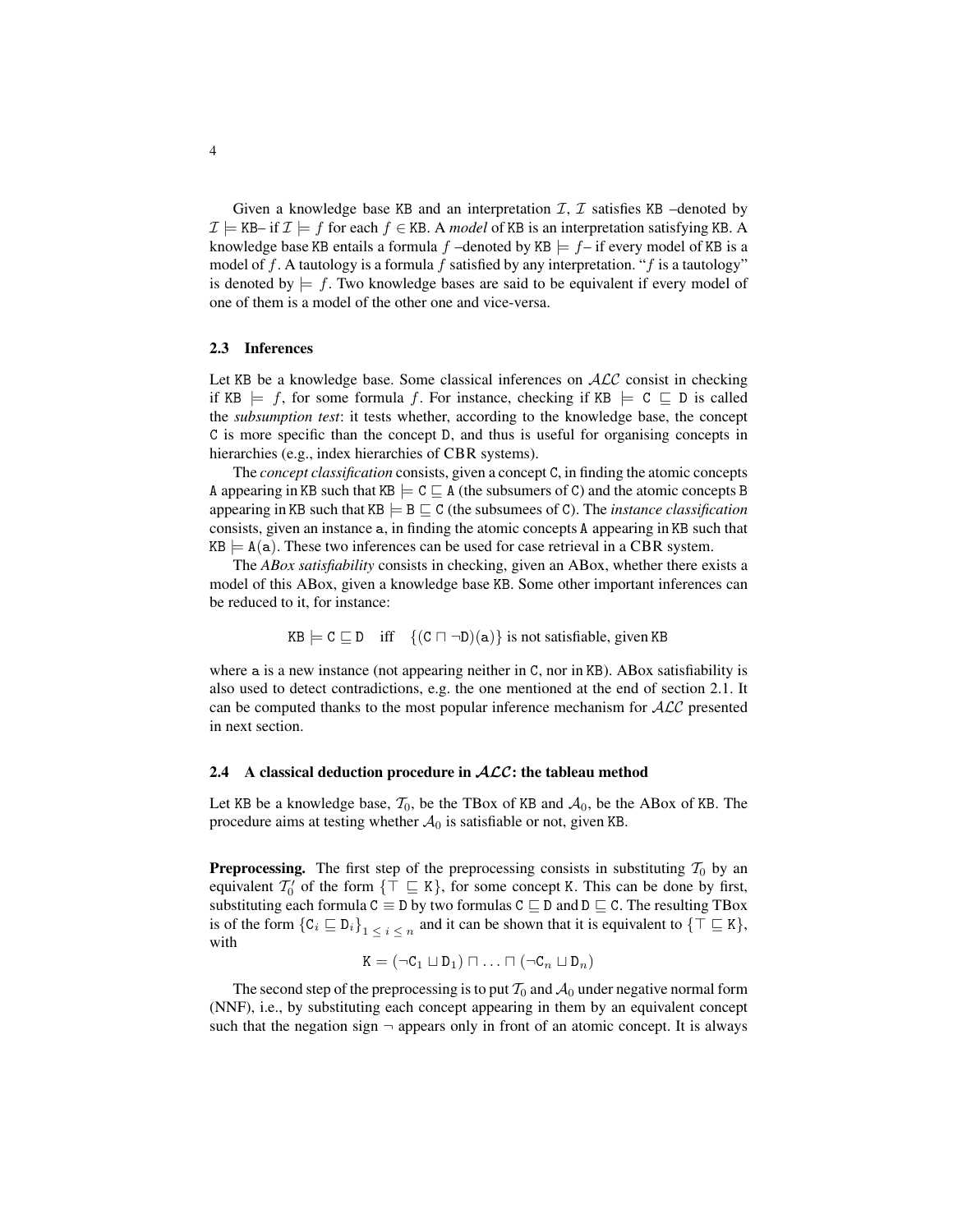Given a knowledge base KB and an interpretation $\mathcal{I}$, $\mathcal{I}$ satisfies KB –denoted by $\mathcal{I} \models$ KB– if $\mathcal{I} \models f$ for each $f \in$ KB. A *model* of KB is an interpretation satisfying KB. A knowledge base KB entails a formula $f$ –denoted by KB $\models f$– if every model of KB is a model of $f$. A tautology is a formula $f$ satisfied by any interpretation. "$f$ is a tautology" is denoted by $\models f$. Two knowledge bases are said to be equivalent if every model of one of them is a model of the other one and vice-versa.

### 2.3 Inferences

Let KB be a knowledge base. Some classical inferences on $\mathcal{ALC}$ consist in checking if KB $\models f$, for some formula $f$. For instance, checking if KB $\models \mathtt{C} \sqsubseteq \mathtt{D}$ is called the *subsumption test*: it tests whether, according to the knowledge base, the concept C is more specific than the concept D, and thus is useful for organising concepts in hierarchies (e.g., index hierarchies of CBR systems).

The *concept classification* consists, given a concept C, in finding the atomic concepts A appearing in KB such that KB $\models \mathtt{C} \sqsubseteq \mathtt{A}$ (the subsumers of C) and the atomic concepts B appearing in KB such that KB $\models \mathtt{B} \sqsubseteq \mathtt{C}$ (the subsumees of C). The *instance classification* consists, given an instance a, in finding the atomic concepts A appearing in KB such that KB $\models \mathtt{A}(\mathtt{a})$. These two inferences can be used for case retrieval in a CBR system.

The *ABox satisfiability* consists in checking, given an ABox, whether there exists a model of this ABox, given a knowledge base KB. Some other important inferences can be reduced to it, for instance:

$$\mathtt{KB} \models \mathtt{C} \sqsubseteq \mathtt{D} \quad \text{iff} \quad \{(\mathtt{C} \sqcap \neg\mathtt{D})(\mathtt{a})\} \text{ is not satisfiable, given KB}$$

where a is a new instance (not appearing neither in C, nor in KB). ABox satisfiability is also used to detect contradictions, e.g. the one mentioned at the end of section 2.1. It can be computed thanks to the most popular inference mechanism for $\mathcal{ALC}$ presented in next section.

### 2.4 A classical deduction procedure in $\mathcal{ALC}$: the tableau method

Let KB be a knowledge base, $\mathcal{T}_0$, be the TBox of KB and $\mathcal{A}_0$, be the ABox of KB. The procedure aims at testing whether $\mathcal{A}_0$ is satisfiable or not, given KB.

**Preprocessing.** The first step of the preprocessing consists in substituting $\mathcal{T}_0$ by an equivalent $\mathcal{T}_0'$ of the form $\{\top \sqsubseteq \mathtt{K}\}$, for some concept K. This can be done by first, substituting each formula $\mathtt{C} \equiv \mathtt{D}$ by two formulas $\mathtt{C} \sqsubseteq \mathtt{D}$ and $\mathtt{D} \sqsubseteq \mathtt{C}$. The resulting TBox is of the form $\{\mathtt{C}_i \sqsubseteq \mathtt{D}_i\}_{1 \leq i \leq n}$ and it can be shown that it is equivalent to $\{\top \sqsubseteq \mathtt{K}\}$, with

$$\mathtt{K} = (\neg\mathtt{C}_1 \sqcup \mathtt{D}_1) \sqcap \ldots \sqcap (\neg\mathtt{C}_n \sqcup \mathtt{D}_n)$$

The second step of the preprocessing is to put $\mathcal{T}_0$ and $\mathcal{A}_0$ under negative normal form (NNF), i.e., by substituting each concept appearing in them by an equivalent concept such that the negation sign $\neg$ appears only in front of an atomic concept. It is always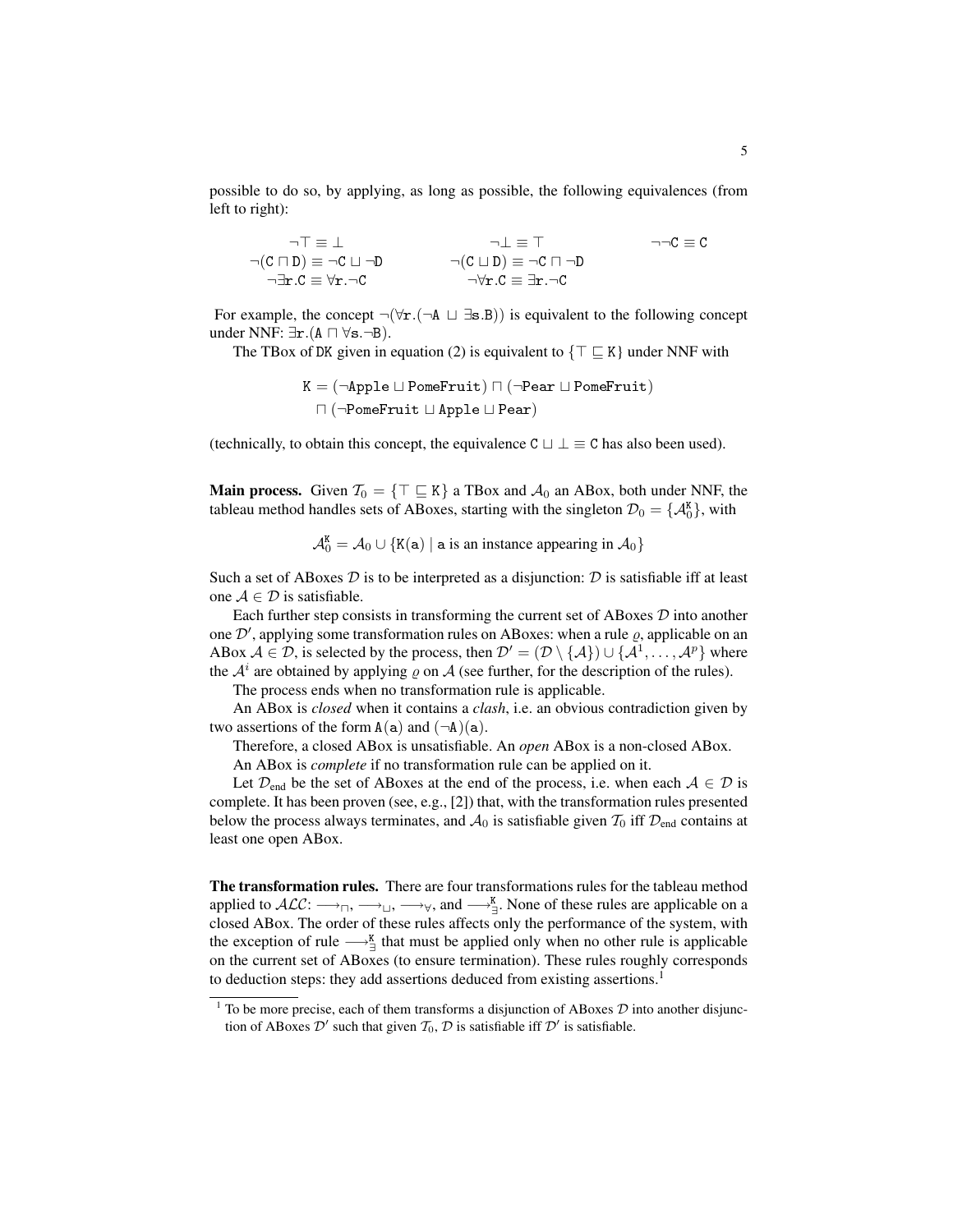possible to do so, by applying, as long as possible, the following equivalences (from left to right):

$$
\begin{array}{ccc}
\neg\top \equiv \bot & \neg\bot \equiv \top & \neg\neg\mathtt{C} \equiv \mathtt{C} \\
\neg(\mathtt{C} \sqcap \mathtt{D}) \equiv \neg\mathtt{C} \sqcup \neg\mathtt{D} & \neg(\mathtt{C} \sqcup \mathtt{D}) \equiv \neg\mathtt{C} \sqcap \neg\mathtt{D} & \\
\neg\exists\mathtt{r}.\mathtt{C} \equiv \forall\mathtt{r}.\neg\mathtt{C} & \neg\forall\mathtt{r}.\mathtt{C} \equiv \exists\mathtt{r}.\neg\mathtt{C} &
\end{array}
$$

For example, the concept $\neg(\forall\mathtt{r}.(\neg\mathtt{A} \sqcup \exists\mathtt{s}.\mathtt{B}))$ is equivalent to the following concept under NNF: $\exists\mathtt{r}.(\mathtt{A} \sqcap \forall\mathtt{s}.\neg\mathtt{B})$.

The TBox of DK given in equation (2) is equivalent to $\{\top \sqsubseteq \mathtt{K}\}$ under NNF with

$$
\begin{aligned}
\mathtt{K} = {} & (\neg\mathtt{Apple} \sqcup \mathtt{PomeFruit}) \sqcap (\neg\mathtt{Pear} \sqcup \mathtt{PomeFruit}) \\
& \sqcap (\neg\mathtt{PomeFruit} \sqcup \mathtt{Apple} \sqcup \mathtt{Pear})
\end{aligned}
$$

(technically, to obtain this concept, the equivalence $\mathtt{C} \sqcup \bot \equiv \mathtt{C}$ has also been used).

**Main process.** Given $\mathcal{T}_0 = \{\top \sqsubseteq \mathtt{K}\}$ a TBox and $\mathcal{A}_0$ an ABox, both under NNF, the tableau method handles sets of ABoxes, starting with the singleton $\mathcal{D}_0 = \{\mathcal{A}_0^{\mathtt{K}}\}$, with

$$
\mathcal{A}_0^{\mathtt{K}} = \mathcal{A}_0 \cup \{\mathtt{K}(\mathtt{a}) \mid \mathtt{a} \text{ is an instance appearing in } \mathcal{A}_0\}
$$

Such a set of ABoxes $\mathcal{D}$ is to be interpreted as a disjunction: $\mathcal{D}$ is satisfiable iff at least one $\mathcal{A} \in \mathcal{D}$ is satisfiable.

Each further step consists in transforming the current set of ABoxes $\mathcal{D}$ into another one $\mathcal{D}'$, applying some transformation rules on ABoxes: when a rule $\varrho$, applicable on an ABox $\mathcal{A} \in \mathcal{D}$, is selected by the process, then $\mathcal{D}' = (\mathcal{D} \setminus \{\mathcal{A}\}) \cup \{\mathcal{A}^1, \ldots, \mathcal{A}^p\}$ where the $\mathcal{A}^i$ are obtained by applying $\varrho$ on $\mathcal{A}$ (see further, for the description of the rules).

The process ends when no transformation rule is applicable.

An ABox is *closed* when it contains a *clash*, i.e. an obvious contradiction given by two assertions of the form $\mathtt{A}(\mathtt{a})$ and $(\neg\mathtt{A})(\mathtt{a})$.

Therefore, a closed ABox is unsatisfiable. An *open* ABox is a non-closed ABox.

An ABox is *complete* if no transformation rule can be applied on it.

Let $\mathcal{D}_{\text{end}}$ be the set of ABoxes at the end of the process, i.e. when each $\mathcal{A} \in \mathcal{D}$ is complete. It has been proven (see, e.g., [2]) that, with the transformation rules presented below the process always terminates, and $\mathcal{A}_0$ is satisfiable given $\mathcal{T}_0$ iff $\mathcal{D}_{\text{end}}$ contains at least one open ABox.

**The transformation rules.** There are four transformations rules for the tableau method applied to $\mathcal{ALC}$: $\longrightarrow_{\sqcap}$, $\longrightarrow_{\sqcup}$, $\longrightarrow_{\forall}$, and $\longrightarrow_{\exists}^{\mathtt{K}}$. None of these rules are applicable on a closed ABox. The order of these rules affects only the performance of the system, with the exception of rule $\longrightarrow_{\exists}^{\mathtt{K}}$ that must be applied only when no other rule is applicable on the current set of ABoxes (to ensure termination). These rules roughly corresponds to deduction steps: they add assertions deduced from existing assertions.[1]

[1] To be more precise, each of them transforms a disjunction of ABoxes $\mathcal{D}$ into another disjunction of ABoxes $\mathcal{D}'$ such that given $\mathcal{T}_0$, $\mathcal{D}$ is satisfiable iff $\mathcal{D}'$ is satisfiable.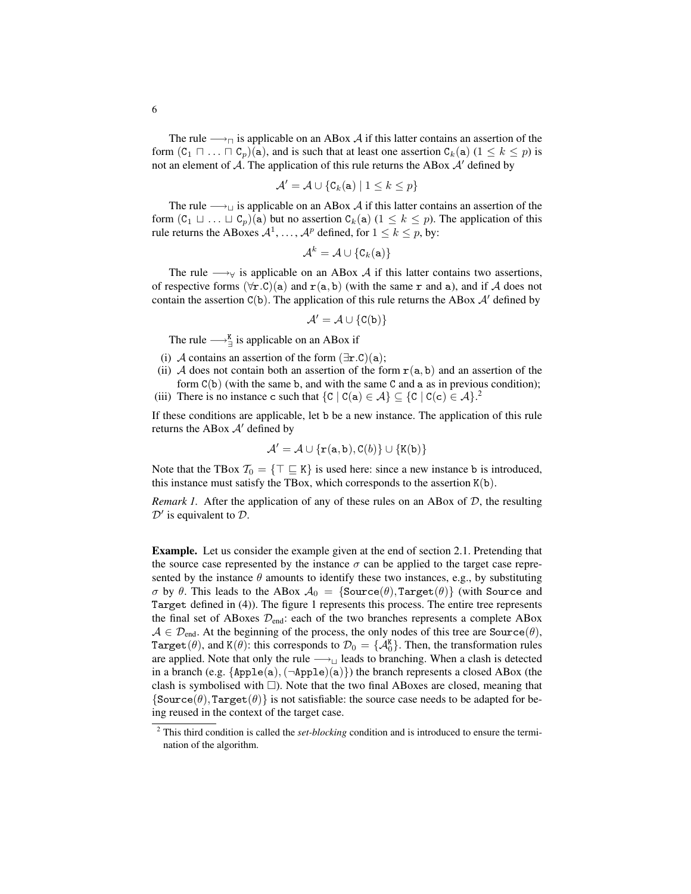The rule $\longrightarrow_{\sqcap}$ is applicable on an ABox $\mathcal{A}$ if this latter contains an assertion of the form $(\mathtt{C}_1 \sqcap \ldots \sqcap \mathtt{C}_p)(\mathtt{a})$, and is such that at least one assertion $\mathtt{C}_k(\mathtt{a})$ $(1 \leq k \leq p)$ is not an element of $\mathcal{A}$. The application of this rule returns the ABox $\mathcal{A}'$ defined by

$$\mathcal{A}' = \mathcal{A} \cup \{\mathtt{C}_k(\mathtt{a}) \mid 1 \leq k \leq p\}$$

The rule $\longrightarrow_{\sqcup}$ is applicable on an ABox $\mathcal{A}$ if this latter contains an assertion of the form $(\mathtt{C}_1 \sqcup \ldots \sqcup \mathtt{C}_p)(\mathtt{a})$ but no assertion $\mathtt{C}_k(\mathtt{a})$ $(1 \leq k \leq p)$. The application of this rule returns the ABoxes $\mathcal{A}^1, \ldots, \mathcal{A}^p$ defined, for $1 \leq k \leq p$, by:

$$\mathcal{A}^k = \mathcal{A} \cup \{\mathtt{C}_k(\mathtt{a})\}$$

The rule $\longrightarrow_{\forall}$ is applicable on an ABox $\mathcal{A}$ if this latter contains two assertions, of respective forms $(\forall \mathtt{r}.\mathtt{C})(\mathtt{a})$ and $\mathtt{r}(\mathtt{a}, \mathtt{b})$ (with the same $\mathtt{r}$ and $\mathtt{a}$), and if $\mathcal{A}$ does not contain the assertion $\mathtt{C}(\mathtt{b})$. The application of this rule returns the ABox $\mathcal{A}'$ defined by

$$\mathcal{A}' = \mathcal{A} \cup \{\mathtt{C}(\mathtt{b})\}$$

The rule $\longrightarrow_{\exists}^{\mathtt{K}}$ is applicable on an ABox if

(i) $\mathcal{A}$ contains an assertion of the form $(\exists \mathtt{r}.\mathtt{C})(\mathtt{a})$;
(ii) $\mathcal{A}$ does not contain both an assertion of the form $\mathtt{r}(\mathtt{a}, \mathtt{b})$ and an assertion of the form $\mathtt{C}(\mathtt{b})$ (with the same $\mathtt{b}$, and with the same $\mathtt{C}$ and $\mathtt{a}$ as in previous condition);
(iii) There is no instance $\mathtt{c}$ such that $\{\mathtt{C} \mid \mathtt{C}(\mathtt{a}) \in \mathcal{A}\} \subseteq \{\mathtt{C} \mid \mathtt{C}(\mathtt{c}) \in \mathcal{A}\}$.[2]

If these conditions are applicable, let $\mathtt{b}$ be a new instance. The application of this rule returns the ABox $\mathcal{A}'$ defined by

$$\mathcal{A}' = \mathcal{A} \cup \{\mathtt{r}(\mathtt{a}, \mathtt{b}), \mathtt{C}(b)\} \cup \{\mathtt{K}(\mathtt{b})\}$$

Note that the TBox $\mathcal{T}_0 = \{\top \sqsubseteq \mathtt{K}\}$ is used here: since a new instance $\mathtt{b}$ is introduced, this instance must satisfy the TBox, which corresponds to the assertion $\mathtt{K}(\mathtt{b})$.

*Remark 1.* After the application of any of these rules on an ABox of $\mathcal{D}$, the resulting $\mathcal{D}'$ is equivalent to $\mathcal{D}$.

**Example.** Let us consider the example given at the end of section 2.1. Pretending that the source case represented by the instance $\sigma$ can be applied to the target case represented by the instance $\theta$ amounts to identify these two instances, e.g., by substituting $\sigma$ by $\theta$. This leads to the ABox $\mathcal{A}_0 = \{\mathtt{Source}(\theta), \mathtt{Target}(\theta)\}$ (with $\mathtt{Source}$ and $\mathtt{Target}$ defined in (4)). The figure 1 represents this process. The entire tree represents the final set of ABoxes $\mathcal{D}_{\text{end}}$: each of the two branches represents a complete ABox $\mathcal{A} \in \mathcal{D}_{\text{end}}$. At the beginning of the process, the only nodes of this tree are $\mathtt{Source}(\theta)$, $\mathtt{Target}(\theta)$, and $\mathtt{K}(\theta)$: this corresponds to $\mathcal{D}_0 = \{\mathcal{A}_0^{\mathtt{K}}\}$. Then, the transformation rules are applied. Note that only the rule $\longrightarrow_{\sqcup}$ leads to branching. When a clash is detected in a branch (e.g. $\{\mathtt{Apple}(\mathtt{a}), (\neg\mathtt{Apple})(\mathtt{a})\}$) the branch represents a closed ABox (the clash is symbolised with $\Box$). Note that the two final ABoxes are closed, meaning that $\{\mathtt{Source}(\theta), \mathtt{Target}(\theta)\}$ is not satisfiable: the source case needs to be adapted for being reused in the context of the target case.

[2] This third condition is called the *set-blocking* condition and is introduced to ensure the termination of the algorithm.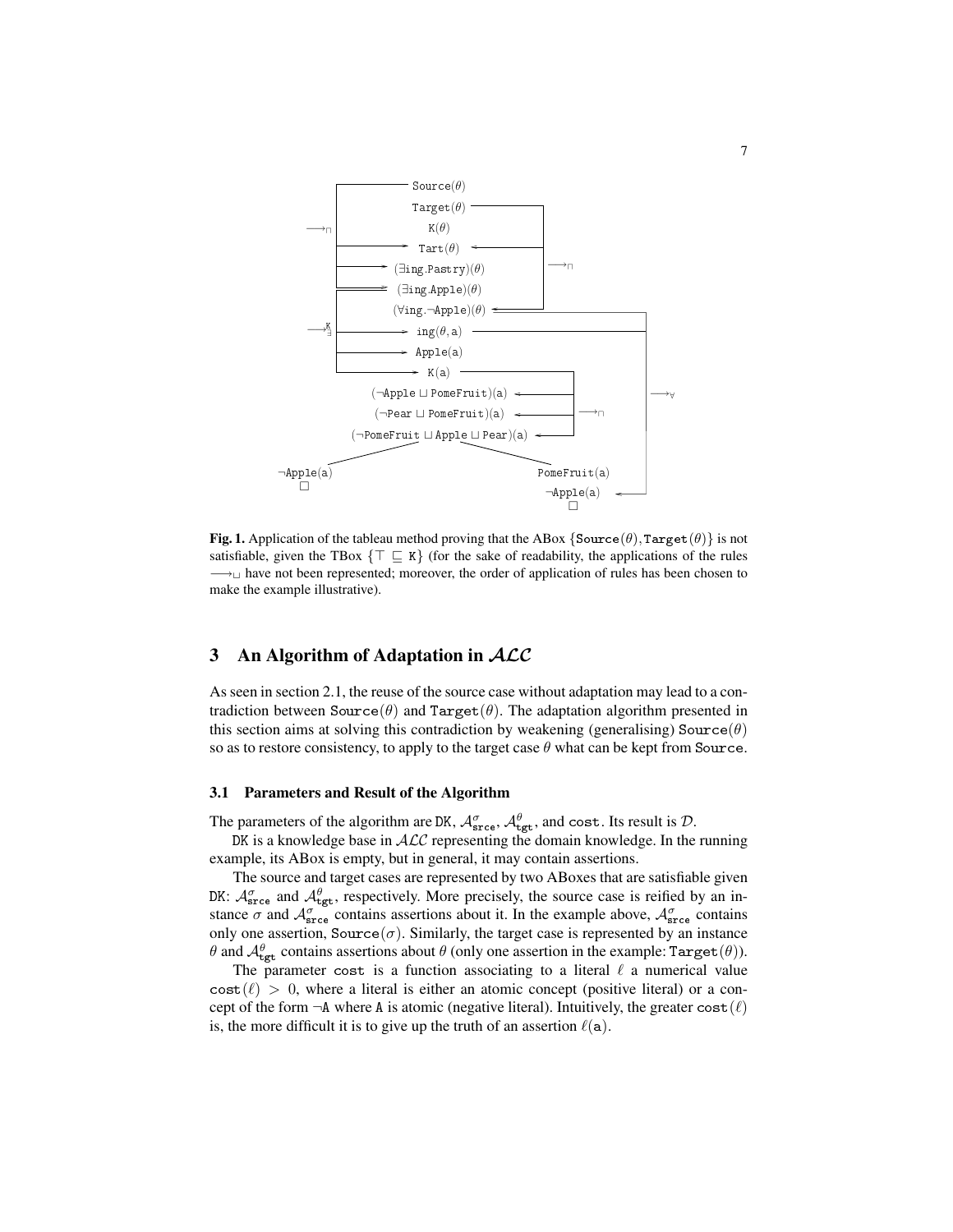Source($\theta$)

Target($\theta$)

K($\theta$)

Tart($\theta$)

($\exists$ing.Pastry)($\theta$)

($\exists$ing.Apple)($\theta$)

($\forall$ing.$\neg$Apple)($\theta$)

ing($\theta$, a)

Apple(a)

K(a)

($\neg$Apple $\sqcup$ PomeFruit)(a)

($\neg$Pear $\sqcup$ PomeFruit)(a)

($\neg$PomeFruit $\sqcup$ Apple $\sqcup$ Pear)(a)

$\neg$Apple(a) $\square$ | PomeFruit(a), $\neg$Apple(a) $\square$

**Fig. 1.** Application of the tableau method proving that the ABox $\{\texttt{Source}(\theta), \texttt{Target}(\theta)\}$ is not satisfiable, given the TBox $\{\top \sqsubseteq \texttt{K}\}$ (for the sake of readability, the applications of the rules $\longrightarrow_\sqcup$ have not been represented; moreover, the order of application of rules has been chosen to make the example illustrative).

## 3 An Algorithm of Adaptation in $\mathcal{ALC}$

As seen in section 2.1, the reuse of the source case without adaptation may lead to a contradiction between $\texttt{Source}(\theta)$ and $\texttt{Target}(\theta)$. The adaptation algorithm presented in this section aims at solving this contradiction by weakening (generalising) $\texttt{Source}(\theta)$ so as to restore consistency, to apply to the target case $\theta$ what can be kept from Source.

### 3.1 Parameters and Result of the Algorithm

The parameters of the algorithm are DK, $\mathcal{A}^{\sigma}_{\texttt{srce}}$, $\mathcal{A}^{\theta}_{\texttt{tgt}}$, and cost. Its result is $\mathcal{D}$.

DK is a knowledge base in $\mathcal{ALC}$ representing the domain knowledge. In the running example, its ABox is empty, but in general, it may contain assertions.

The source and target cases are represented by two ABoxes that are satisfiable given DK: $\mathcal{A}^{\sigma}_{\texttt{srce}}$ and $\mathcal{A}^{\theta}_{\texttt{tgt}}$, respectively. More precisely, the source case is reified by an instance $\sigma$ and $\mathcal{A}^{\sigma}_{\texttt{srce}}$ contains assertions about it. In the example above, $\mathcal{A}^{\sigma}_{\texttt{srce}}$ contains only one assertion, $\texttt{Source}(\sigma)$. Similarly, the target case is represented by an instance $\theta$ and $\mathcal{A}^{\theta}_{\texttt{tgt}}$ contains assertions about $\theta$ (only one assertion in the example: $\texttt{Target}(\theta)$).

The parameter cost is a function associating to a literal $\ell$ a numerical value $\texttt{cost}(\ell) > 0$, where a literal is either an atomic concept (positive literal) or a concept of the form $\neg\texttt{A}$ where A is atomic (negative literal). Intuitively, the greater $\texttt{cost}(\ell)$ is, the more difficult it is to give up the truth of an assertion $\ell(\texttt{a})$.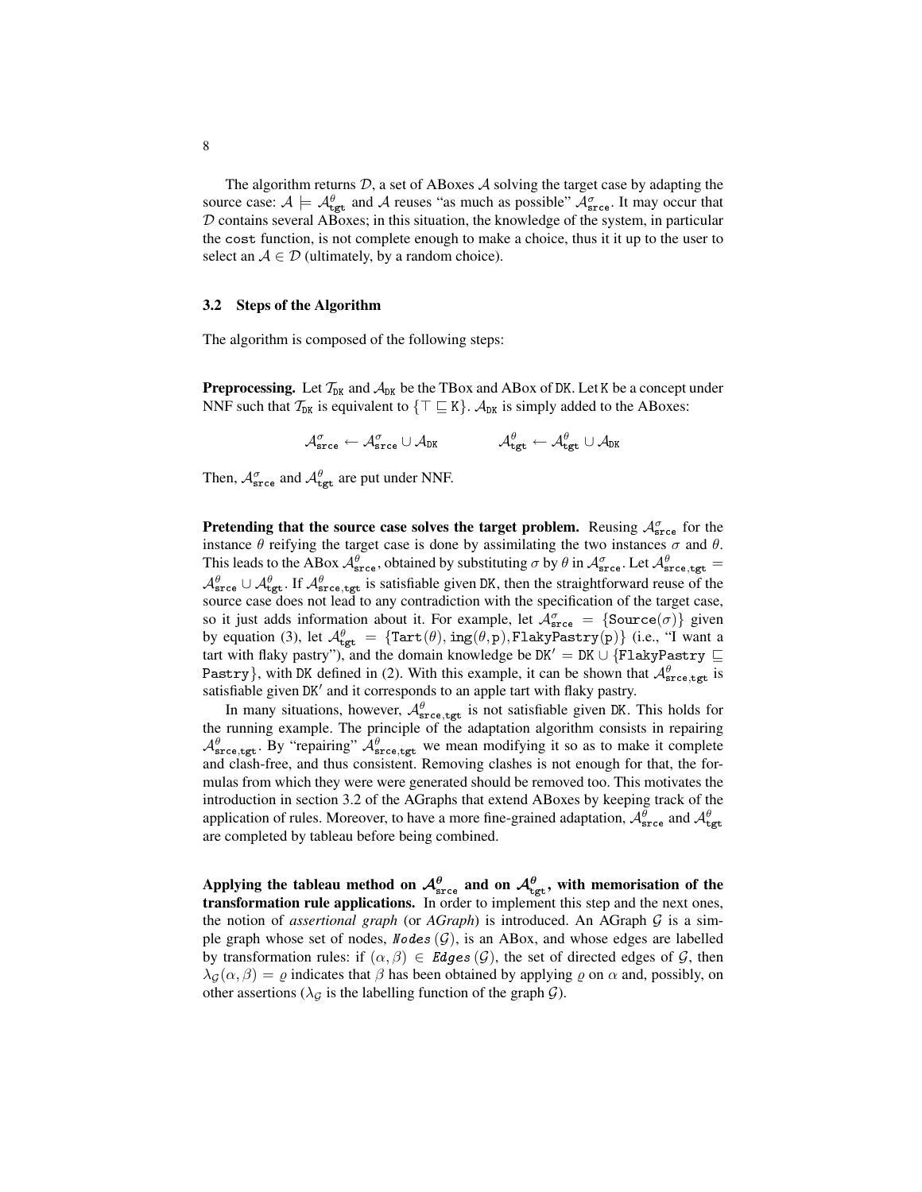The algorithm returns $\mathcal{D}$, a set of ABoxes $\mathcal{A}$ solving the target case by adapting the source case: $\mathcal{A} \models \mathcal{A}^{\theta}_{\mathtt{tgt}}$ and $\mathcal{A}$ reuses "as much as possible" $\mathcal{A}^{\sigma}_{\mathtt{srce}}$. It may occur that $\mathcal{D}$ contains several ABoxes; in this situation, the knowledge of the system, in particular the `cost` function, is not complete enough to make a choice, thus it it up to the user to select an $\mathcal{A} \in \mathcal{D}$ (ultimately, by a random choice).

### 3.2 Steps of the Algorithm

The algorithm is composed of the following steps:

**Preprocessing.** Let $\mathcal{T}_{\mathtt{DK}}$ and $\mathcal{A}_{\mathtt{DK}}$ be the TBox and ABox of DK. Let K be a concept under NNF such that $\mathcal{T}_{\mathtt{DK}}$ is equivalent to $\{\top \sqsubseteq \mathtt{K}\}$. $\mathcal{A}_{\mathtt{DK}}$ is simply added to the ABoxes:

$$\mathcal{A}^{\sigma}_{\mathtt{srce}} \leftarrow \mathcal{A}^{\sigma}_{\mathtt{srce}} \cup \mathcal{A}_{\mathtt{DK}} \qquad\qquad \mathcal{A}^{\theta}_{\mathtt{tgt}} \leftarrow \mathcal{A}^{\theta}_{\mathtt{tgt}} \cup \mathcal{A}_{\mathtt{DK}}$$

Then, $\mathcal{A}^{\sigma}_{\mathtt{srce}}$ and $\mathcal{A}^{\theta}_{\mathtt{tgt}}$ are put under NNF.

**Pretending that the source case solves the target problem.** Reusing $\mathcal{A}^{\sigma}_{\mathtt{srce}}$ for the instance $\theta$ reifying the target case is done by assimilating the two instances $\sigma$ and $\theta$. This leads to the ABox $\mathcal{A}^{\theta}_{\mathtt{srce}}$, obtained by substituting $\sigma$ by $\theta$ in $\mathcal{A}^{\sigma}_{\mathtt{srce}}$. Let $\mathcal{A}^{\theta}_{\mathtt{srce,tgt}} = \mathcal{A}^{\theta}_{\mathtt{srce}} \cup \mathcal{A}^{\theta}_{\mathtt{tgt}}$. If $\mathcal{A}^{\theta}_{\mathtt{srce,tgt}}$ is satisfiable given DK, then the straightforward reuse of the source case does not lead to any contradiction with the specification of the target case, so it just adds information about it. For example, let $\mathcal{A}^{\sigma}_{\mathtt{srce}} = \{\mathtt{Source}(\sigma)\}$ given by equation (3), let $\mathcal{A}^{\theta}_{\mathtt{tgt}} = \{\mathtt{Tart}(\theta), \mathtt{ing}(\theta, \mathtt{p}), \mathtt{FlakyPastry}(\mathtt{p})\}$ (i.e., "I want a tart with flaky pastry"), and the domain knowledge be $\mathtt{DK}' = \mathtt{DK} \cup \{\mathtt{FlakyPastry} \sqsubseteq \mathtt{Pastry}\}$, with DK defined in (2). With this example, it can be shown that $\mathcal{A}^{\theta}_{\mathtt{srce,tgt}}$ is satisfiable given DK′ and it corresponds to an apple tart with flaky pastry.

In many situations, however, $\mathcal{A}^{\theta}_{\mathtt{srce,tgt}}$ is not satisfiable given DK. This holds for the running example. The principle of the adaptation algorithm consists in repairing $\mathcal{A}^{\theta}_{\mathtt{srce,tgt}}$. By "repairing" $\mathcal{A}^{\theta}_{\mathtt{srce,tgt}}$ we mean modifying it so as to make it complete and clash-free, and thus consistent. Removing clashes is not enough for that, the formulas from which they were were generated should be removed too. This motivates the introduction in section 3.2 of the AGraphs that extend ABoxes by keeping track of the application of rules. Moreover, to have a more fine-grained adaptation, $\mathcal{A}^{\theta}_{\mathtt{srce}}$ and $\mathcal{A}^{\theta}_{\mathtt{tgt}}$ are completed by tableau before being combined.

**Applying the tableau method on $\mathcal{A}^{\theta}_{\mathtt{srce}}$ and on $\mathcal{A}^{\theta}_{\mathtt{tgt}}$, with memorisation of the transformation rule applications.** In order to implement this step and the next ones, the notion of *assertional graph* (or *AGraph*) is introduced. An AGraph $\mathcal{G}$ is a simple graph whose set of nodes, $\mathit{Nodes}(\mathcal{G})$, is an ABox, and whose edges are labelled by transformation rules: if $(\alpha, \beta) \in \mathit{Edges}(\mathcal{G})$, the set of directed edges of $\mathcal{G}$, then $\lambda_{\mathcal{G}}(\alpha, \beta) = \varrho$ indicates that $\beta$ has been obtained by applying $\varrho$ on $\alpha$ and, possibly, on other assertions ($\lambda_{\mathcal{G}}$ is the labelling function of the graph $\mathcal{G}$).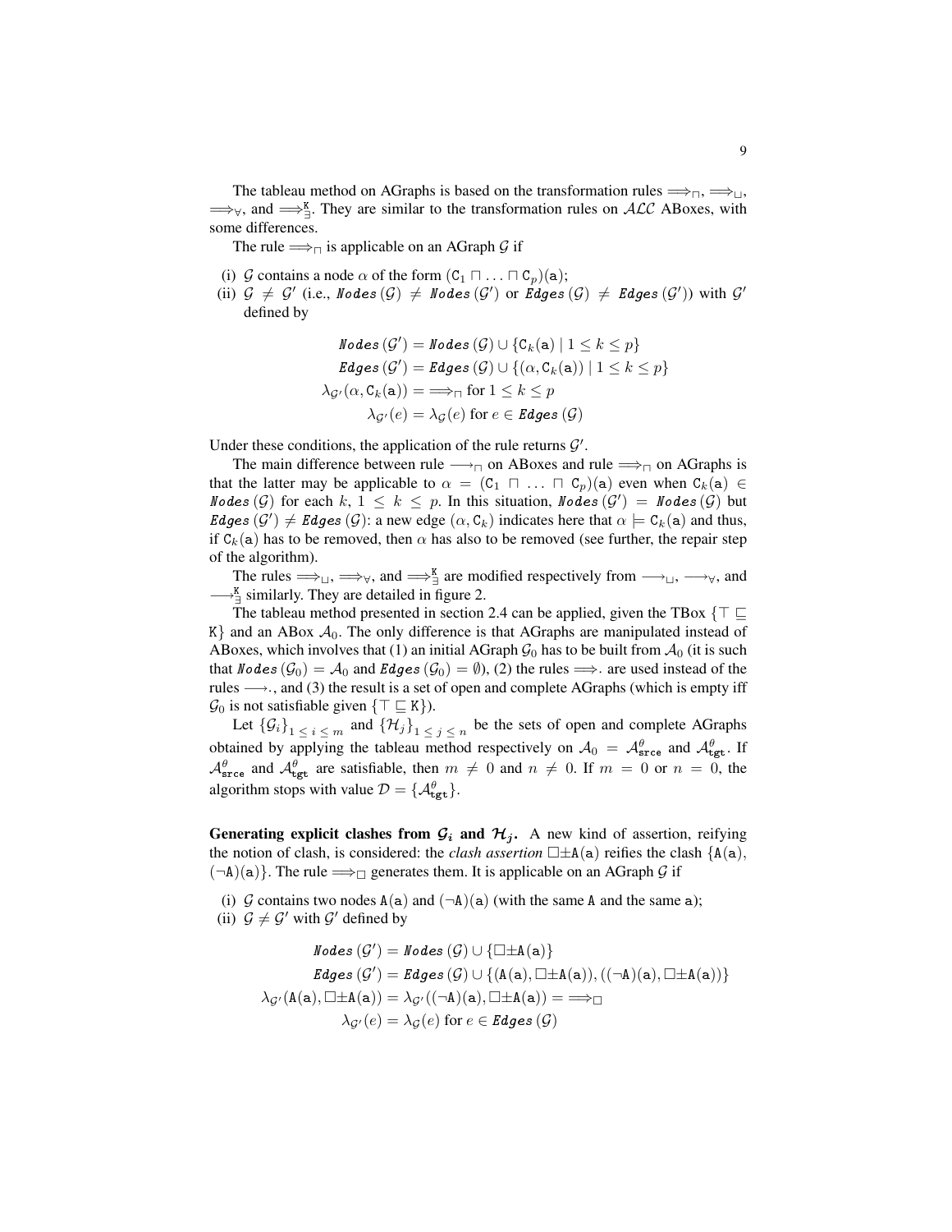The tableau method on AGraphs is based on the transformation rules $\Longrightarrow_\sqcap$, $\Longrightarrow_\sqcup$, $\Longrightarrow_\forall$, and $\Longrightarrow_\exists^{\mathtt{K}}$. They are similar to the transformation rules on $\mathcal{ALC}$ ABoxes, with some differences.

The rule $\Longrightarrow_\sqcap$ is applicable on an AGraph $\mathcal{G}$ if

(i) $\mathcal{G}$ contains a node $\alpha$ of the form $(\mathtt{C}_1 \sqcap \ldots \sqcap \mathtt{C}_p)(\mathtt{a})$;
(ii) $\mathcal{G} \neq \mathcal{G}'$ (i.e., $\mathit{Nodes}(\mathcal{G}) \neq \mathit{Nodes}(\mathcal{G}')$ or $\mathit{Edges}(\mathcal{G}) \neq \mathit{Edges}(\mathcal{G}')$) with $\mathcal{G}'$ defined by

$$\begin{aligned}
\mathit{Nodes}(\mathcal{G}') &= \mathit{Nodes}(\mathcal{G}) \cup \{\mathtt{C}_k(\mathtt{a}) \mid 1 \leq k \leq p\} \\
\mathit{Edges}(\mathcal{G}') &= \mathit{Edges}(\mathcal{G}) \cup \{(\alpha, \mathtt{C}_k(\mathtt{a})) \mid 1 \leq k \leq p\} \\
\lambda_{\mathcal{G}'}(\alpha, \mathtt{C}_k(\mathtt{a})) &= \Longrightarrow_\sqcap \text{ for } 1 \leq k \leq p \\
\lambda_{\mathcal{G}'}(e) &= \lambda_{\mathcal{G}}(e) \text{ for } e \in \mathit{Edges}(\mathcal{G})
\end{aligned}$$

Under these conditions, the application of the rule returns $\mathcal{G}'$.

The main difference between rule $\longrightarrow_\sqcap$ on ABoxes and rule $\Longrightarrow_\sqcap$ on AGraphs is that the latter may be applicable to $\alpha = (\mathtt{C}_1 \sqcap \ldots \sqcap \mathtt{C}_p)(\mathtt{a})$ even when $\mathtt{C}_k(\mathtt{a}) \in \mathit{Nodes}(\mathcal{G})$ for each $k$, $1 \leq k \leq p$. In this situation, $\mathit{Nodes}(\mathcal{G}') = \mathit{Nodes}(\mathcal{G})$ but $\mathit{Edges}(\mathcal{G}') \neq \mathit{Edges}(\mathcal{G})$: a new edge $(\alpha, \mathtt{C}_k)$ indicates here that $\alpha \models \mathtt{C}_k(\mathtt{a})$ and thus, if $\mathtt{C}_k(\mathtt{a})$ has to be removed, then $\alpha$ has also to be removed (see further, the repair step of the algorithm).

The rules $\Longrightarrow_\sqcup$, $\Longrightarrow_\forall$, and $\Longrightarrow_\exists^{\mathtt{K}}$ are modified respectively from $\longrightarrow_\sqcup$, $\longrightarrow_\forall$, and $\longrightarrow_\exists^{\mathtt{K}}$ similarly. They are detailed in figure 2.

The tableau method presented in section 2.4 can be applied, given the TBox $\{\top \sqsubseteq \mathtt{K}\}$ and an ABox $\mathcal{A}_0$. The only difference is that AGraphs are manipulated instead of ABoxes, which involves that (1) an initial AGraph $\mathcal{G}_0$ has to be built from $\mathcal{A}_0$ (it is such that $\mathit{Nodes}(\mathcal{G}_0) = \mathcal{A}_0$ and $\mathit{Edges}(\mathcal{G}_0) = \emptyset$), (2) the rules $\Longrightarrow_\cdot$ are used instead of the rules $\longrightarrow_\cdot$, and (3) the result is a set of open and complete AGraphs (which is empty iff $\mathcal{G}_0$ is not satisfiable given $\{\top \sqsubseteq \mathtt{K}\}$).

Let $\{\mathcal{G}_i\}_{1 \leq i \leq m}$ and $\{\mathcal{H}_j\}_{1 \leq j \leq n}$ be the sets of open and complete AGraphs obtained by applying the tableau method respectively on $\mathcal{A}_0 = \mathcal{A}^\theta_{\mathtt{srce}}$ and $\mathcal{A}^\theta_{\mathtt{tgt}}$. If $\mathcal{A}^\theta_{\mathtt{srce}}$ and $\mathcal{A}^\theta_{\mathtt{tgt}}$ are satisfiable, then $m \neq 0$ and $n \neq 0$. If $m = 0$ or $n = 0$, the algorithm stops with value $\mathcal{D} = \{\mathcal{A}^\theta_{\mathtt{tgt}}\}$.

**Generating explicit clashes from $\mathcal{G}_i$ and $\mathcal{H}_j$.** A new kind of assertion, reifying the notion of clash, is considered: the *clash assertion* $\Box\pm\mathtt{A}(\mathtt{a})$ reifies the clash $\{\mathtt{A}(\mathtt{a}), (\neg\mathtt{A})(\mathtt{a})\}$. The rule $\Longrightarrow_\Box$ generates them. It is applicable on an AGraph $\mathcal{G}$ if

(i) $\mathcal{G}$ contains two nodes $\mathtt{A}(\mathtt{a})$ and $(\neg\mathtt{A})(\mathtt{a})$ (with the same $\mathtt{A}$ and the same $\mathtt{a}$);
(ii) $\mathcal{G} \neq \mathcal{G}'$ with $\mathcal{G}'$ defined by

$$\begin{aligned}
\mathit{Nodes}(\mathcal{G}') &= \mathit{Nodes}(\mathcal{G}) \cup \{\Box\pm\mathtt{A}(\mathtt{a})\} \\
\mathit{Edges}(\mathcal{G}') &= \mathit{Edges}(\mathcal{G}) \cup \{(\mathtt{A}(\mathtt{a}), \Box\pm\mathtt{A}(\mathtt{a})), ((\neg\mathtt{A})(\mathtt{a}), \Box\pm\mathtt{A}(\mathtt{a}))\} \\
\lambda_{\mathcal{G}'}(\mathtt{A}(\mathtt{a}), \Box\pm\mathtt{A}(\mathtt{a})) &= \lambda_{\mathcal{G}'}((\neg\mathtt{A})(\mathtt{a}), \Box\pm\mathtt{A}(\mathtt{a})) = \Longrightarrow_\Box \\
\lambda_{\mathcal{G}'}(e) &= \lambda_{\mathcal{G}}(e) \text{ for } e \in \mathit{Edges}(\mathcal{G})
\end{aligned}$$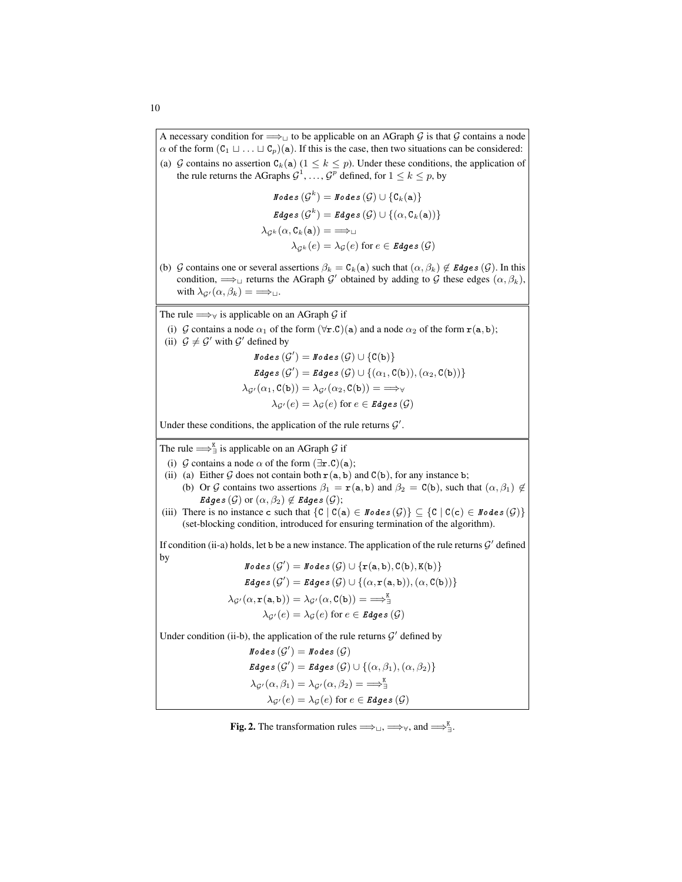A necessary condition for $\Longrightarrow_{\sqcup}$ to be applicable on an AGraph $\mathcal{G}$ is that $\mathcal{G}$ contains a node $\alpha$ of the form $(\mathtt{C}_1 \sqcup \ldots \sqcup \mathtt{C}_p)(\mathtt{a})$. If this is the case, then two situations can be considered:

(a) $\mathcal{G}$ contains no assertion $\mathtt{C}_k(\mathtt{a})$ $(1 \leq k \leq p)$. Under these conditions, the application of the rule returns the AGraphs $\mathcal{G}^1, \ldots, \mathcal{G}^p$ defined, for $1 \leq k \leq p$, by

$$
\begin{aligned}
\mathit{Nodes}\,(\mathcal{G}^k) &= \mathit{Nodes}\,(\mathcal{G}) \cup \{\mathtt{C}_k(\mathtt{a})\} \\
\mathit{Edges}\,(\mathcal{G}^k) &= \mathit{Edges}\,(\mathcal{G}) \cup \{(\alpha, \mathtt{C}_k(\mathtt{a}))\} \\
\lambda_{\mathcal{G}^k}(\alpha, \mathtt{C}_k(\mathtt{a})) &= \Longrightarrow_{\sqcup} \\
\lambda_{\mathcal{G}^k}(e) &= \lambda_{\mathcal{G}}(e) \text{ for } e \in \mathit{Edges}\,(\mathcal{G})
\end{aligned}
$$

(b) $\mathcal{G}$ contains one or several assertions $\beta_k = \mathtt{C}_k(\mathtt{a})$ such that $(\alpha, \beta_k) \notin \mathit{Edges}\,(\mathcal{G})$. In this condition, $\Longrightarrow_{\sqcup}$ returns the AGraph $\mathcal{G}'$ obtained by adding to $\mathcal{G}$ these edges $(\alpha, \beta_k)$, with $\lambda_{\mathcal{G}'}(\alpha, \beta_k) = \Longrightarrow_{\sqcup}$.

The rule $\Longrightarrow_{\forall}$ is applicable on an AGraph $\mathcal{G}$ if

(i) $\mathcal{G}$ contains a node $\alpha_1$ of the form $(\forall \mathtt{r}.\mathtt{C})(\mathtt{a})$ and a node $\alpha_2$ of the form $\mathtt{r}(\mathtt{a}, \mathtt{b})$;

(ii) $\mathcal{G} \neq \mathcal{G}'$ with $\mathcal{G}'$ defined by

$$
\begin{aligned}
\mathit{Nodes}\,(\mathcal{G}') &= \mathit{Nodes}\,(\mathcal{G}) \cup \{\mathtt{C}(\mathtt{b})\} \\
\mathit{Edges}\,(\mathcal{G}') &= \mathit{Edges}\,(\mathcal{G}) \cup \{(\alpha_1, \mathtt{C}(\mathtt{b})), (\alpha_2, \mathtt{C}(\mathtt{b}))\} \\
\lambda_{\mathcal{G}'}(\alpha_1, \mathtt{C}(\mathtt{b})) = \lambda_{\mathcal{G}'}(\alpha_2, \mathtt{C}(\mathtt{b})) &= \Longrightarrow_{\forall} \\
\lambda_{\mathcal{G}'}(e) &= \lambda_{\mathcal{G}}(e) \text{ for } e \in \mathit{Edges}\,(\mathcal{G})
\end{aligned}
$$

Under these conditions, the application of the rule returns $\mathcal{G}'$.

The rule $\Longrightarrow_{\exists}^{\mathtt{K}}$ is applicable on an AGraph $\mathcal{G}$ if

(i) $\mathcal{G}$ contains a node $\alpha$ of the form $(\exists \mathtt{r}.\mathtt{C})(\mathtt{a})$;

(ii) (a) Either $\mathcal{G}$ does not contain both $\mathtt{r}(\mathtt{a}, \mathtt{b})$ and $\mathtt{C}(\mathtt{b})$, for any instance $\mathtt{b}$;
 (b) Or $\mathcal{G}$ contains two assertions $\beta_1 = \mathtt{r}(\mathtt{a}, \mathtt{b})$ and $\beta_2 = \mathtt{C}(\mathtt{b})$, such that $(\alpha, \beta_1) \notin \mathit{Edges}\,(\mathcal{G})$ or $(\alpha, \beta_2) \notin \mathit{Edges}\,(\mathcal{G})$;

(iii) There is no instance $\mathtt{c}$ such that $\{\mathtt{C} \mid \mathtt{C}(\mathtt{a}) \in \mathit{Nodes}\,(\mathcal{G})\} \subseteq \{\mathtt{C} \mid \mathtt{C}(\mathtt{c}) \in \mathit{Nodes}\,(\mathcal{G})\}$ (set-blocking condition, introduced for ensuring termination of the algorithm).

If condition (ii-a) holds, let $\mathtt{b}$ be a new instance. The application of the rule returns $\mathcal{G}'$ defined by

$$
\begin{aligned}
\mathit{Nodes}\,(\mathcal{G}') &= \mathit{Nodes}\,(\mathcal{G}) \cup \{\mathtt{r}(\mathtt{a}, \mathtt{b}), \mathtt{C}(\mathtt{b}), \mathtt{K}(\mathtt{b})\} \\
\mathit{Edges}\,(\mathcal{G}') &= \mathit{Edges}\,(\mathcal{G}) \cup \{(\alpha, \mathtt{r}(\mathtt{a}, \mathtt{b})), (\alpha, \mathtt{C}(\mathtt{b}))\} \\
\lambda_{\mathcal{G}'}(\alpha, \mathtt{r}(\mathtt{a}, \mathtt{b})) = \lambda_{\mathcal{G}'}(\alpha, \mathtt{C}(\mathtt{b})) &= \Longrightarrow_{\exists}^{\mathtt{K}} \\
\lambda_{\mathcal{G}'}(e) &= \lambda_{\mathcal{G}}(e) \text{ for } e \in \mathit{Edges}\,(\mathcal{G})
\end{aligned}
$$

Under condition (ii-b), the application of the rule returns $\mathcal{G}'$ defined by

$$
\begin{aligned}
\mathit{Nodes}\,(\mathcal{G}') &= \mathit{Nodes}\,(\mathcal{G}) \\
\mathit{Edges}\,(\mathcal{G}') &= \mathit{Edges}\,(\mathcal{G}) \cup \{(\alpha, \beta_1), (\alpha, \beta_2)\} \\
\lambda_{\mathcal{G}'}(\alpha, \beta_1) = \lambda_{\mathcal{G}'}(\alpha, \beta_2) &= \Longrightarrow_{\exists}^{\mathtt{K}} \\
\lambda_{\mathcal{G}'}(e) &= \lambda_{\mathcal{G}}(e) \text{ for } e \in \mathit{Edges}\,(\mathcal{G})
\end{aligned}
$$

**Fig. 2.** The transformation rules $\Longrightarrow_{\sqcup}$, $\Longrightarrow_{\forall}$, and $\Longrightarrow_{\exists}^{\mathtt{K}}$.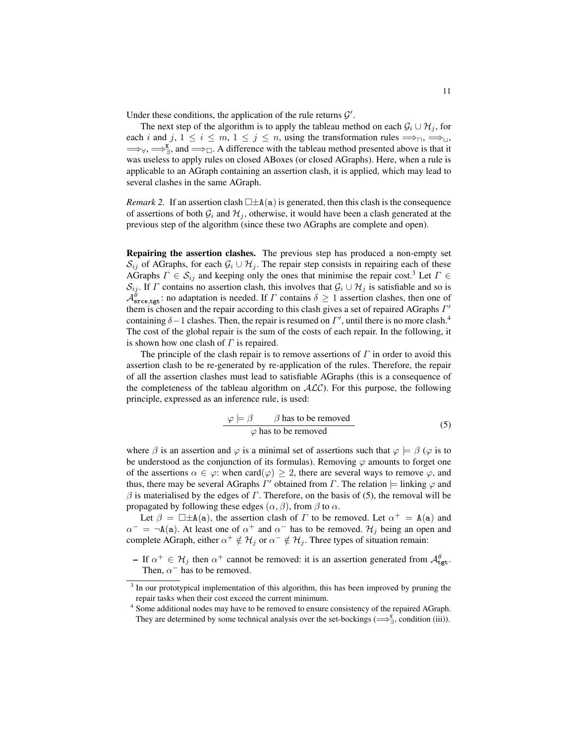Under these conditions, the application of the rule returns $\mathcal{G}'$.

The next step of the algorithm is to apply the tableau method on each $\mathcal{G}_i \cup \mathcal{H}_j$, for each $i$ and $j$, $1 \leq i \leq m$, $1 \leq j \leq n$, using the transformation rules $\Longrightarrow_{\sqcap}$, $\Longrightarrow_{\sqcup}$, $\Longrightarrow_{\forall}$, $\Longrightarrow_{\exists}^{\mathtt{X}}$, and $\Longrightarrow_{\square}$. A difference with the tableau method presented above is that it was useless to apply rules on closed ABoxes (or closed AGraphs). Here, when a rule is applicable to an AGraph containing an assertion clash, it is applied, which may lead to several clashes in the same AGraph.

*Remark 2.* If an assertion clash $\square\pm\mathtt{A}(\mathtt{a})$ is generated, then this clash is the consequence of assertions of both $\mathcal{G}_i$ and $\mathcal{H}_j$, otherwise, it would have been a clash generated at the previous step of the algorithm (since these two AGraphs are complete and open).

**Repairing the assertion clashes.** The previous step has produced a non-empty set $\mathcal{S}_{ij}$ of AGraphs, for each $\mathcal{G}_i \cup \mathcal{H}_j$. The repair step consists in repairing each of these AGraphs $\Gamma \in \mathcal{S}_{ij}$ and keeping only the ones that minimise the repair cost.[3] Let $\Gamma \in \mathcal{S}_{ij}$. If $\Gamma$ contains no assertion clash, this involves that $\mathcal{G}_i \cup \mathcal{H}_j$ is satisfiable and so is $\mathcal{A}^{\theta}_{\mathtt{srce},\mathtt{tgt}}$: no adaptation is needed. If $\Gamma$ contains $\delta \geq 1$ assertion clashes, then one of them is chosen and the repair according to this clash gives a set of repaired AGraphs $\Gamma'$ containing $\delta - 1$ clashes. Then, the repair is resumed on $\Gamma'$, until there is no more clash.[4] The cost of the global repair is the sum of the costs of each repair. In the following, it is shown how one clash of $\Gamma$ is repaired.

The principle of the clash repair is to remove assertions of $\Gamma$ in order to avoid this assertion clash to be re-generated by re-application of the rules. Therefore, the repair of all the assertion clashes must lead to satisfiable AGraphs (this is a consequence of the completeness of the tableau algorithm on $\mathcal{ALC}$). For this purpose, the following principle, expressed as an inference rule, is used:

$$\frac{\varphi \models \beta \qquad \beta \text{ has to be removed}}{\varphi \text{ has to be removed}} \tag{5}$$

where $\beta$ is an assertion and $\varphi$ is a minimal set of assertions such that $\varphi \models \beta$ ($\varphi$ is to be understood as the conjunction of its formulas). Removing $\varphi$ amounts to forget one of the assertions $\alpha \in \varphi$: when $\text{card}(\varphi) \geq 2$, there are several ways to remove $\varphi$, and thus, there may be several AGraphs $\Gamma'$ obtained from $\Gamma$. The relation $\models$ linking $\varphi$ and $\beta$ is materialised by the edges of $\Gamma$. Therefore, on the basis of (5), the removal will be propagated by following these edges $(\alpha, \beta)$, from $\beta$ to $\alpha$.

Let $\beta = \square\pm\mathtt{A}(\mathtt{a})$, the assertion clash of $\Gamma$ to be removed. Let $\alpha^+ = \mathtt{A}(\mathtt{a})$ and $\alpha^- = \neg\mathtt{A}(\mathtt{a})$. At least one of $\alpha^+$ and $\alpha^-$ has to be removed. $\mathcal{H}_j$ being an open and complete AGraph, either $\alpha^+ \notin \mathcal{H}_j$ or $\alpha^- \notin \mathcal{H}_j$. Three types of situation remain:

- If $\alpha^+ \in \mathcal{H}_j$ then $\alpha^+$ cannot be removed: it is an assertion generated from $\mathcal{A}^{\theta}_{\mathtt{tgt}}$. Then, $\alpha^-$ has to be removed.

---

[3] In our prototypical implementation of this algorithm, this has been improved by pruning the repair tasks when their cost exceed the current minimum.

[4] Some additional nodes may have to be removed to ensure consistency of the repaired AGraph. They are determined by some technical analysis over the set-bockings ($\Longrightarrow_{\exists}^{\mathtt{X}}$, condition (iii)).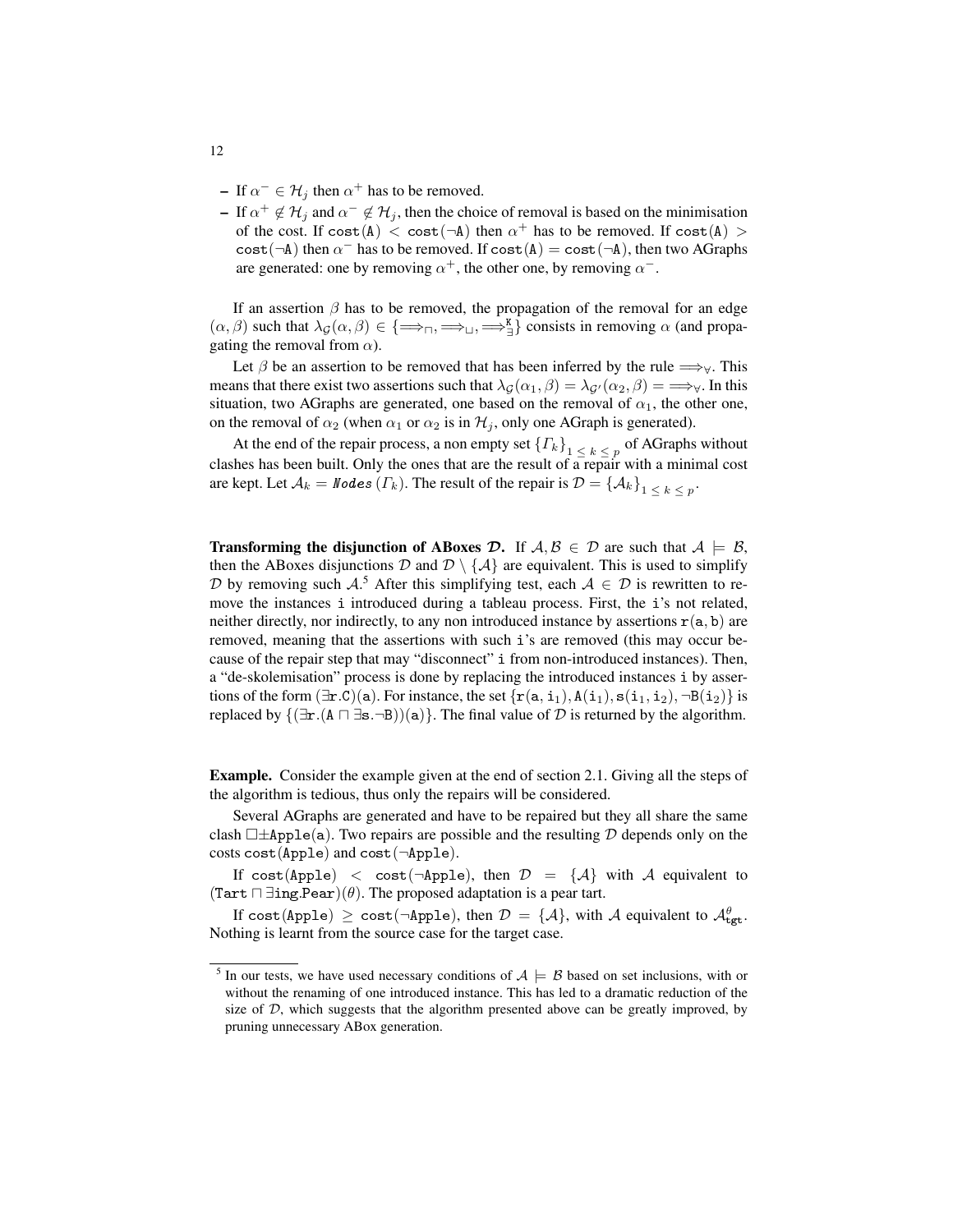- If $\alpha^- \in \mathcal{H}_j$ then $\alpha^+$ has to be removed.
- If $\alpha^+ \notin \mathcal{H}_j$ and $\alpha^- \notin \mathcal{H}_j$, then the choice of removal is based on the minimisation of the cost. If $\mathtt{cost}(\mathtt{A}) < \mathtt{cost}(\neg\mathtt{A})$ then $\alpha^+$ has to be removed. If $\mathtt{cost}(\mathtt{A}) > \mathtt{cost}(\neg\mathtt{A})$ then $\alpha^-$ has to be removed. If $\mathtt{cost}(\mathtt{A}) = \mathtt{cost}(\neg\mathtt{A})$, then two AGraphs are generated: one by removing $\alpha^+$, the other one, by removing $\alpha^-$.

If an assertion $\beta$ has to be removed, the propagation of the removal for an edge $(\alpha, \beta)$ such that $\lambda_{\mathcal{G}}(\alpha, \beta) \in \{\Longrightarrow_{\sqcap}, \Longrightarrow_{\sqcup}, \Longrightarrow_{\exists}^{\mathtt{K}}\}$ consists in removing $\alpha$ (and propagating the removal from $\alpha$).

Let $\beta$ be an assertion to be removed that has been inferred by the rule $\Longrightarrow_{\forall}$. This means that there exist two assertions such that $\lambda_{\mathcal{G}}(\alpha_1, \beta) = \lambda_{\mathcal{G}'}(\alpha_2, \beta) = \Longrightarrow_{\forall}$. In this situation, two AGraphs are generated, one based on the removal of $\alpha_1$, the other one, on the removal of $\alpha_2$ (when $\alpha_1$ or $\alpha_2$ is in $\mathcal{H}_j$, only one AGraph is generated).

At the end of the repair process, a non empty set $\{\Gamma_k\}_{1 \leq k \leq p}$ of AGraphs without clashes has been built. Only the ones that are the result of a repair with a minimal cost are kept. Let $\mathcal{A}_k = \mathtt{Nodes}\,(\Gamma_k)$. The result of the repair is $\mathcal{D} = \{\mathcal{A}_k\}_{1 \leq k \leq p}$.

**Transforming the disjunction of ABoxes $\mathcal{D}$.** If $\mathcal{A}, \mathcal{B} \in \mathcal{D}$ are such that $\mathcal{A} \models \mathcal{B}$, then the ABoxes disjunctions $\mathcal{D}$ and $\mathcal{D} \setminus \{\mathcal{A}\}$ are equivalent. This is used to simplify $\mathcal{D}$ by removing such $\mathcal{A}$.[5] After this simplifying test, each $\mathcal{A} \in \mathcal{D}$ is rewritten to remove the instances $\mathtt{i}$ introduced during a tableau process. First, the $\mathtt{i}$'s not related, neither directly, nor indirectly, to any non introduced instance by assertions $\mathtt{r}(\mathtt{a}, \mathtt{b})$ are removed, meaning that the assertions with such $\mathtt{i}$'s are removed (this may occur because of the repair step that may "disconnect" $\mathtt{i}$ from non-introduced instances). Then, a "de-skolemisation" process is done by replacing the introduced instances $\mathtt{i}$ by assertions of the form $(\exists\mathtt{r}.\mathtt{C})(\mathtt{a})$. For instance, the set $\{\mathtt{r}(\mathtt{a}, \mathtt{i}_1), \mathtt{A}(\mathtt{i}_1), \mathtt{s}(\mathtt{i}_1, \mathtt{i}_2), \neg\mathtt{B}(\mathtt{i}_2)\}$ is replaced by $\{(\exists\mathtt{r}.(\mathtt{A} \sqcap \exists\mathtt{s}.\neg\mathtt{B}))(\mathtt{a})\}$. The final value of $\mathcal{D}$ is returned by the algorithm.

**Example.** Consider the example given at the end of section 2.1. Giving all the steps of the algorithm is tedious, thus only the repairs will be considered.

Several AGraphs are generated and have to be repaired but they all share the same clash $\square{\pm}\mathtt{Apple}(\mathtt{a})$. Two repairs are possible and the resulting $\mathcal{D}$ depends only on the costs $\mathtt{cost}(\mathtt{Apple})$ and $\mathtt{cost}(\neg\mathtt{Apple})$.

If $\mathtt{cost}(\mathtt{Apple}) < \mathtt{cost}(\neg\mathtt{Apple})$, then $\mathcal{D} = \{\mathcal{A}\}$ with $\mathcal{A}$ equivalent to $(\mathtt{Tart} \sqcap \exists\mathtt{ing}.\mathtt{Pear})(\theta)$. The proposed adaptation is a pear tart.

If $\mathtt{cost}(\mathtt{Apple}) \geq \mathtt{cost}(\neg\mathtt{Apple})$, then $\mathcal{D} = \{\mathcal{A}\}$, with $\mathcal{A}$ equivalent to $\mathcal{A}^{\theta}_{\mathtt{tgt}}$. Nothing is learnt from the source case for the target case.

---

[5] In our tests, we have used necessary conditions of $\mathcal{A} \models \mathcal{B}$ based on set inclusions, with or without the renaming of one introduced instance. This has led to a dramatic reduction of the size of $\mathcal{D}$, which suggests that the algorithm presented above can be greatly improved, by pruning unnecessary ABox generation.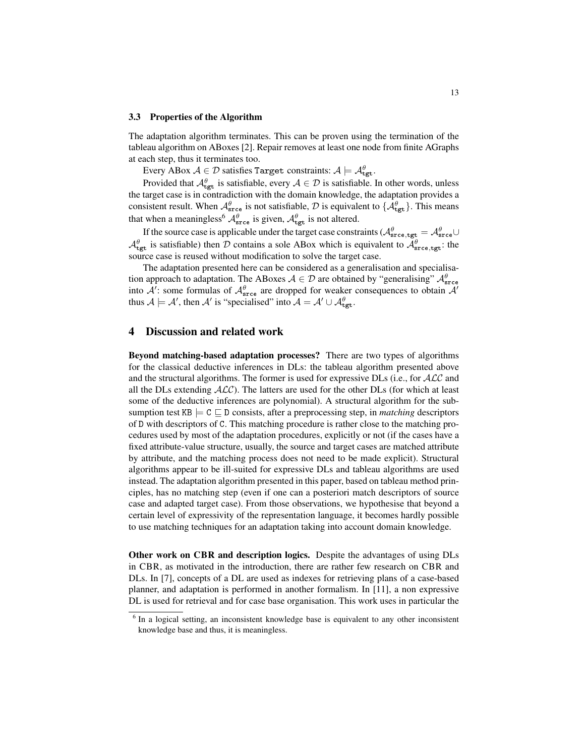### 3.3 Properties of the Algorithm

The adaptation algorithm terminates. This can be proven using the termination of the tableau algorithm on ABoxes [2]. Repair removes at least one node from finite AGraphs at each step, thus it terminates too.

Every ABox $\mathcal{A} \in \mathcal{D}$ satisfies Target constraints: $\mathcal{A} \models \mathcal{A}^{\theta}_{\mathtt{tgt}}$.

Provided that $\mathcal{A}^{\theta}_{\mathtt{tgt}}$ is satisfiable, every $\mathcal{A} \in \mathcal{D}$ is satisfiable. In other words, unless the target case is in contradiction with the domain knowledge, the adaptation provides a consistent result. When $\mathcal{A}^{\theta}_{\mathtt{srce}}$ is not satisfiable, $\mathcal{D}$ is equivalent to $\{\mathcal{A}^{\theta}_{\mathtt{tgt}}\}$. This means that when a meaningless[6] $\mathcal{A}^{\theta}_{\mathtt{srce}}$ is given, $\mathcal{A}^{\theta}_{\mathtt{tgt}}$ is not altered.

If the source case is applicable under the target case constraints ($\mathcal{A}^{\theta}_{\mathtt{srce,tgt}} = \mathcal{A}^{\theta}_{\mathtt{srce}} \cup \mathcal{A}^{\theta}_{\mathtt{tgt}}$ is satisfiable) then $\mathcal{D}$ contains a sole ABox which is equivalent to $\mathcal{A}^{\theta}_{\mathtt{srce,tgt}}$: the source case is reused without modification to solve the target case.

The adaptation presented here can be considered as a generalisation and specialisation approach to adaptation. The ABoxes $\mathcal{A} \in \mathcal{D}$ are obtained by "generalising" $\mathcal{A}^{\theta}_{\mathtt{srce}}$ into $\mathcal{A}'$: some formulas of $\mathcal{A}^{\theta}_{\mathtt{srce}}$ are dropped for weaker consequences to obtain $\mathcal{A}'$ thus $\mathcal{A} \models \mathcal{A}'$, then $\mathcal{A}'$ is "specialised" into $\mathcal{A} = \mathcal{A}' \cup \mathcal{A}^{\theta}_{\mathtt{tgt}}$.

## 4 Discussion and related work

**Beyond matching-based adaptation processes?** There are two types of algorithms for the classical deductive inferences in DLs: the tableau algorithm presented above and the structural algorithms. The former is used for expressive DLs (i.e., for $\mathcal{ALC}$ and all the DLs extending $\mathcal{ALC}$). The latters are used for the other DLs (for which at least some of the deductive inferences are polynomial). A structural algorithm for the subsumption test $\mathtt{KB} \models \mathtt{C} \sqsubseteq \mathtt{D}$ consists, after a preprocessing step, in *matching* descriptors of D with descriptors of C. This matching procedure is rather close to the matching procedures used by most of the adaptation procedures, explicitly or not (if the cases have a fixed attribute-value structure, usually, the source and target cases are matched attribute by attribute, and the matching process does not need to be made explicit). Structural algorithms appear to be ill-suited for expressive DLs and tableau algorithms are used instead. The adaptation algorithm presented in this paper, based on tableau method principles, has no matching step (even if one can a posteriori match descriptors of source case and adapted target case). From those observations, we hypothesise that beyond a certain level of expressivity of the representation language, it becomes hardly possible to use matching techniques for an adaptation taking into account domain knowledge.

**Other work on CBR and description logics.** Despite the advantages of using DLs in CBR, as motivated in the introduction, there are rather few research on CBR and DLs. In [7], concepts of a DL are used as indexes for retrieving plans of a case-based planner, and adaptation is performed in another formalism. In [11], a non expressive DL is used for retrieval and for case base organisation. This work uses in particular the

[6] In a logical setting, an inconsistent knowledge base is equivalent to any other inconsistent knowledge base and thus, it is meaningless.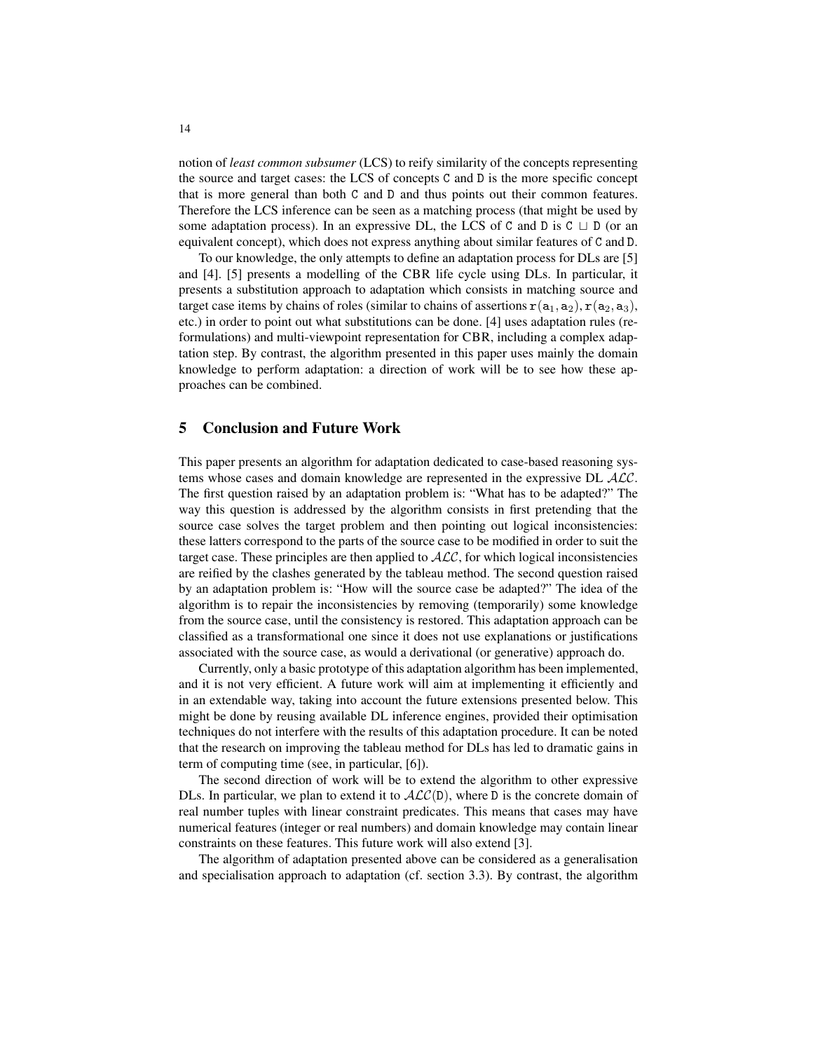notion of *least common subsumer* (LCS) to reify similarity of the concepts representing the source and target cases: the LCS of concepts C and D is the more specific concept that is more general than both C and D and thus points out their common features. Therefore the LCS inference can be seen as a matching process (that might be used by some adaptation process). In an expressive DL, the LCS of C and D is $C \sqcup D$ (or an equivalent concept), which does not express anything about similar features of C and D.

To our knowledge, the only attempts to define an adaptation process for DLs are [5] and [4]. [5] presents a modelling of the CBR life cycle using DLs. In particular, it presents a substitution approach to adaptation which consists in matching source and target case items by chains of roles (similar to chains of assertions $r(a_1, a_2)$, $r(a_2, a_3)$, etc.) in order to point out what substitutions can be done. [4] uses adaptation rules (reformulations) and multi-viewpoint representation for CBR, including a complex adaptation step. By contrast, the algorithm presented in this paper uses mainly the domain knowledge to perform adaptation: a direction of work will be to see how these approaches can be combined.

## 5 Conclusion and Future Work

This paper presents an algorithm for adaptation dedicated to case-based reasoning systems whose cases and domain knowledge are represented in the expressive DL $\mathcal{ALC}$. The first question raised by an adaptation problem is: "What has to be adapted?" The way this question is addressed by the algorithm consists in first pretending that the source case solves the target problem and then pointing out logical inconsistencies: these latters correspond to the parts of the source case to be modified in order to suit the target case. These principles are then applied to $\mathcal{ALC}$, for which logical inconsistencies are reified by the clashes generated by the tableau method. The second question raised by an adaptation problem is: "How will the source case be adapted?" The idea of the algorithm is to repair the inconsistencies by removing (temporarily) some knowledge from the source case, until the consistency is restored. This adaptation approach can be classified as a transformational one since it does not use explanations or justifications associated with the source case, as would a derivational (or generative) approach do.

Currently, only a basic prototype of this adaptation algorithm has been implemented, and it is not very efficient. A future work will aim at implementing it efficiently and in an extendable way, taking into account the future extensions presented below. This might be done by reusing available DL inference engines, provided their optimisation techniques do not interfere with the results of this adaptation procedure. It can be noted that the research on improving the tableau method for DLs has led to dramatic gains in term of computing time (see, in particular, [6]).

The second direction of work will be to extend the algorithm to other expressive DLs. In particular, we plan to extend it to $\mathcal{ALC}(\mathtt{D})$, where D is the concrete domain of real number tuples with linear constraint predicates. This means that cases may have numerical features (integer or real numbers) and domain knowledge may contain linear constraints on these features. This future work will also extend [3].

The algorithm of adaptation presented above can be considered as a generalisation and specialisation approach to adaptation (cf. section 3.3). By contrast, the algorithm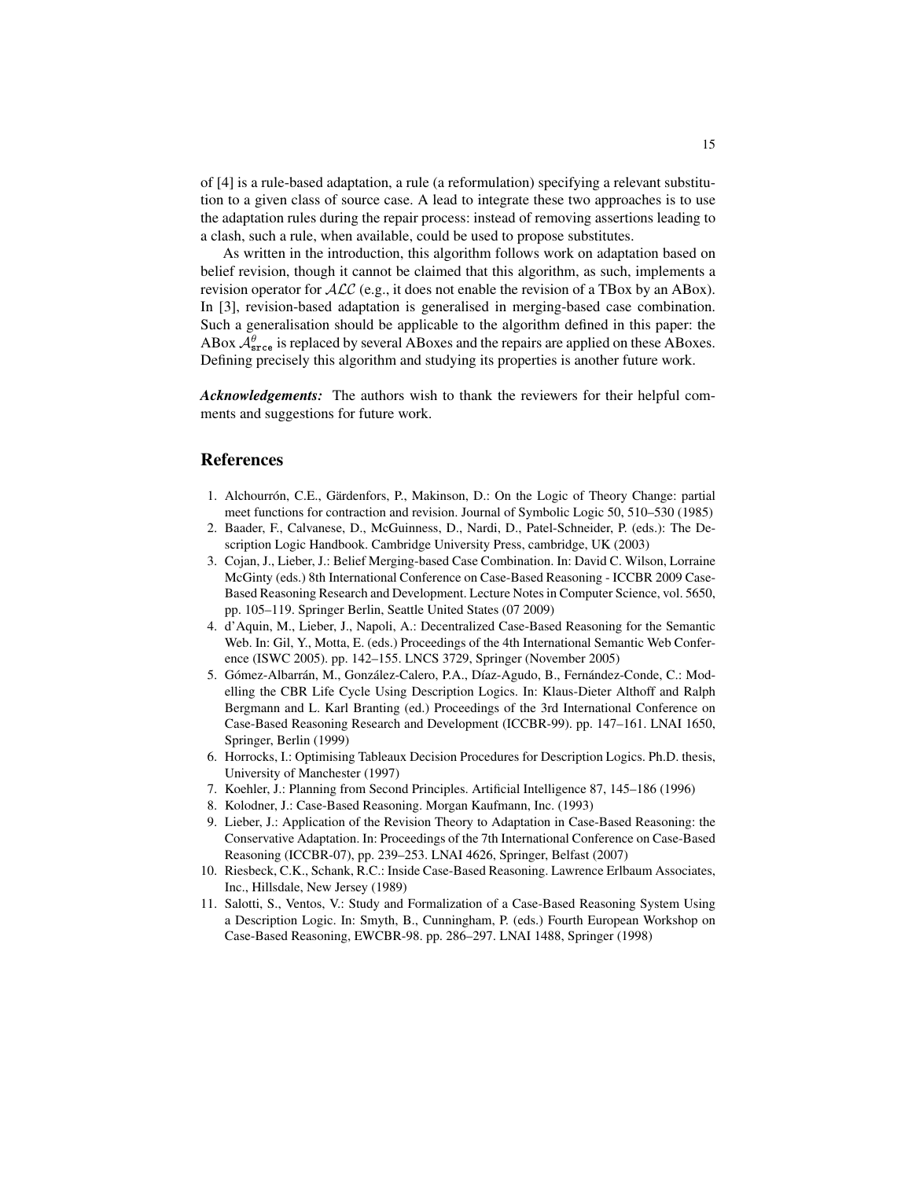of [4] is a rule-based adaptation, a rule (a reformulation) specifying a relevant substitution to a given class of source case. A lead to integrate these two approaches is to use the adaptation rules during the repair process: instead of removing assertions leading to a clash, such a rule, when available, could be used to propose substitutes.

As written in the introduction, this algorithm follows work on adaptation based on belief revision, though it cannot be claimed that this algorithm, as such, implements a revision operator for $\mathcal{ALC}$ (e.g., it does not enable the revision of a TBox by an ABox). In [3], revision-based adaptation is generalised in merging-based case combination. Such a generalisation should be applicable to the algorithm defined in this paper: the ABox $\mathcal{A}^{\theta}_{\texttt{srce}}$ is replaced by several ABoxes and the repairs are applied on these ABoxes. Defining precisely this algorithm and studying its properties is another future work.

***Acknowledgements:*** The authors wish to thank the reviewers for their helpful comments and suggestions for future work.

## References

1. Alchourrón, C.E., Gärdenfors, P., Makinson, D.: On the Logic of Theory Change: partial meet functions for contraction and revision. Journal of Symbolic Logic 50, 510–530 (1985)
2. Baader, F., Calvanese, D., McGuinness, D., Nardi, D., Patel-Schneider, P. (eds.): The Description Logic Handbook. Cambridge University Press, cambridge, UK (2003)
3. Cojan, J., Lieber, J.: Belief Merging-based Case Combination. In: David C. Wilson, Lorraine McGinty (eds.) 8th International Conference on Case-Based Reasoning - ICCBR 2009 Case-Based Reasoning Research and Development. Lecture Notes in Computer Science, vol. 5650, pp. 105–119. Springer Berlin, Seattle United States (07 2009)
4. d'Aquin, M., Lieber, J., Napoli, A.: Decentralized Case-Based Reasoning for the Semantic Web. In: Gil, Y., Motta, E. (eds.) Proceedings of the 4th International Semantic Web Conference (ISWC 2005). pp. 142–155. LNCS 3729, Springer (November 2005)
5. Gómez-Albarrán, M., González-Calero, P.A., Díaz-Agudo, B., Fernández-Conde, C.: Modelling the CBR Life Cycle Using Description Logics. In: Klaus-Dieter Althoff and Ralph Bergmann and L. Karl Branting (ed.) Proceedings of the 3rd International Conference on Case-Based Reasoning Research and Development (ICCBR-99). pp. 147–161. LNAI 1650, Springer, Berlin (1999)
6. Horrocks, I.: Optimising Tableaux Decision Procedures for Description Logics. Ph.D. thesis, University of Manchester (1997)
7. Koehler, J.: Planning from Second Principles. Artificial Intelligence 87, 145–186 (1996)
8. Kolodner, J.: Case-Based Reasoning. Morgan Kaufmann, Inc. (1993)
9. Lieber, J.: Application of the Revision Theory to Adaptation in Case-Based Reasoning: the Conservative Adaptation. In: Proceedings of the 7th International Conference on Case-Based Reasoning (ICCBR-07), pp. 239–253. LNAI 4626, Springer, Belfast (2007)
10. Riesbeck, C.K., Schank, R.C.: Inside Case-Based Reasoning. Lawrence Erlbaum Associates, Inc., Hillsdale, New Jersey (1989)
11. Salotti, S., Ventos, V.: Study and Formalization of a Case-Based Reasoning System Using a Description Logic. In: Smyth, B., Cunningham, P. (eds.) Fourth European Workshop on Case-Based Reasoning, EWCBR-98. pp. 286–297. LNAI 1488, Springer (1998)